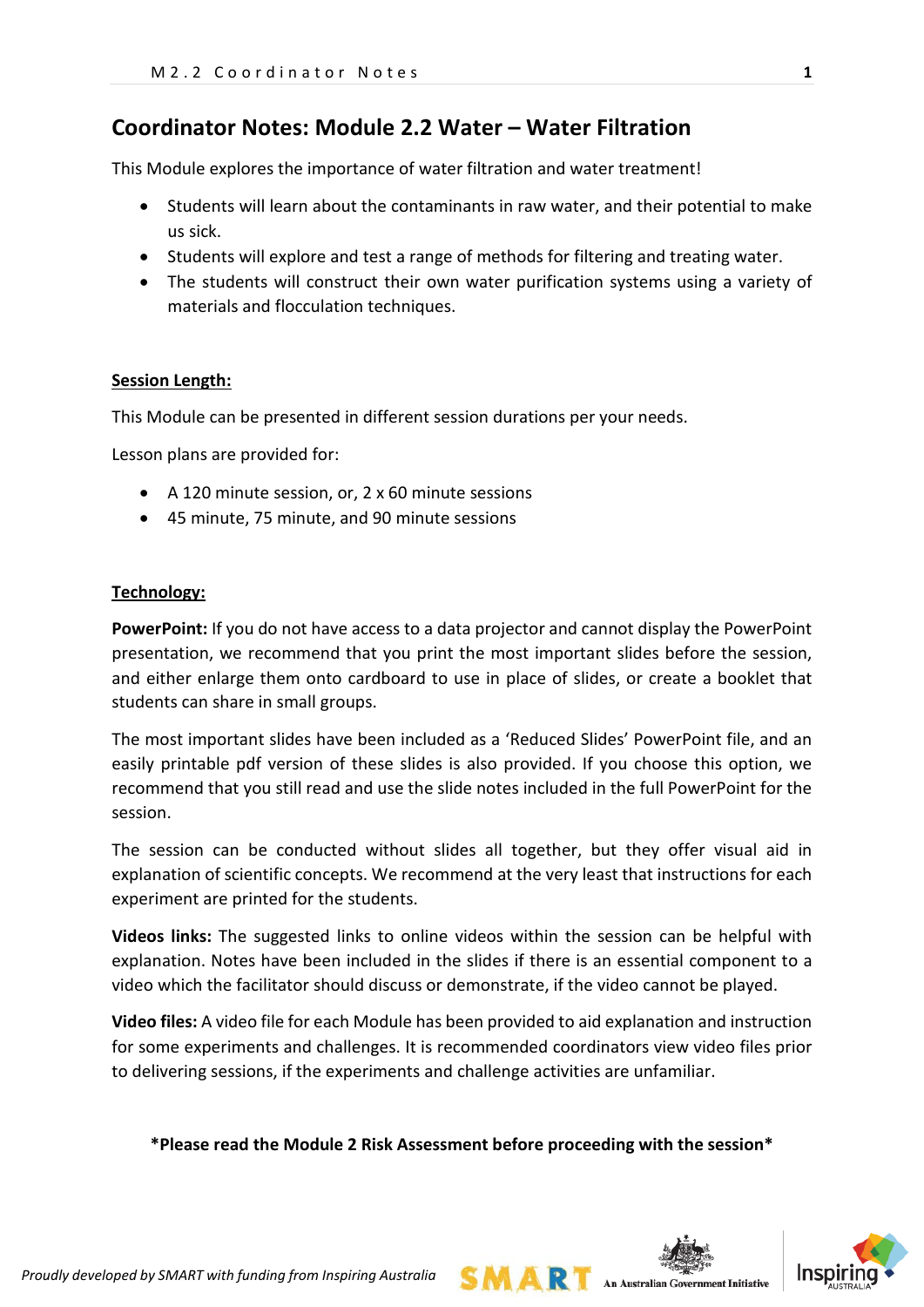# Coordinator Notes: Module 2.2 Water – Water Filtration

This Module explores the importance of water filtration and water treatment!

- Students will learn about the contaminants in raw water, and their potential to make us sick.
- Students will explore and test a range of methods for filtering and treating water.
- The students will construct their own water purification systems using a variety of materials and flocculation techniques.

**Session Length:**

This Module can be presented in different session durations per your needs.

Lesson plans are provided for:

- A 120 minute session, or, 2 x 60 minute sessions
- 45 minute, 75 minute, and 90 minute sessions

**Technology:**

**PowerPoint:** If you do not have access to a data projector and cannot display the PowerPoint presentation, we recommend that you print the most important slides before the session, and either enlarge them onto cardboard to use in place of slides, or create a booklet that students can share in small groups.

The most important slides have been included as a 'Reduced Slides' PowerPoint file, and an easily printable pdf version of these slides is also provided. If you choose this option, we recommend that you still read and use the slide notes included in the full PowerPoint for the session.

The session can be conducted without slides all together, but they offer visual aid in explanation of scientific concepts. We recommend at the very least that instructions for each experiment are printed for the students.

**Videos links:** The suggested links to online videos within the session can be helpful with explanation. Notes have been included in the slides if there is an essential component to a video which the facilitator should discuss or demonstrate, if the video cannot be played.

**Video files:** A video file for each Module has been provided to aid explanation and instruction for some experiments and challenges. It is recommended coordinators view video files prior to delivering sessions, if the experiments and challenge activities are unfamiliar.

**\*Please read the Module 2 Risk Assessment before proceeding with the session\***

*Proudly developed by SMART with funding from Inspiring Australia*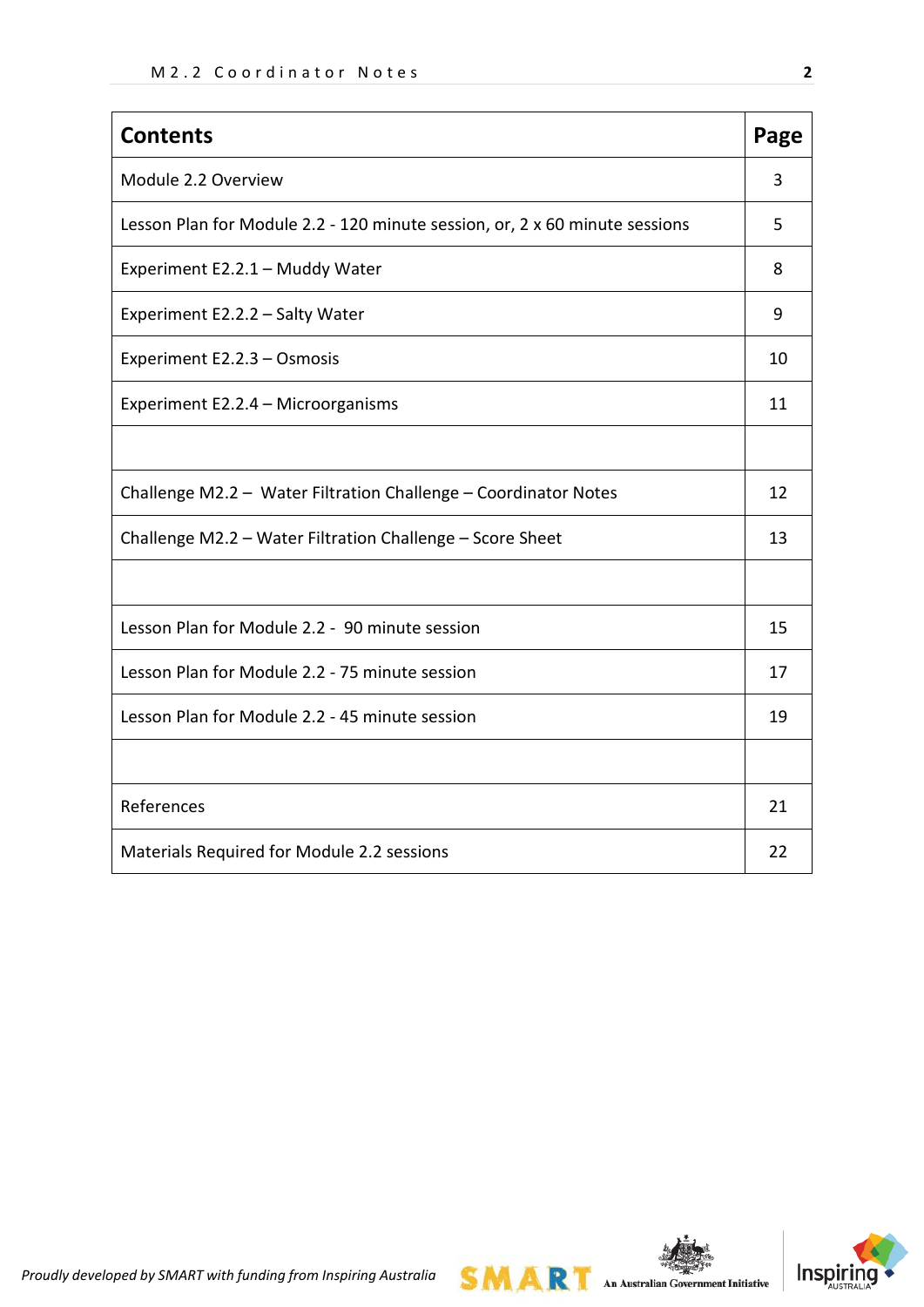| Contents | Page |
|---|---|
| Module 2.2 Overview | 3 |
| Lesson Plan for Module 2.2 - 120 minute session, or, 2 x 60 minute sessions | 5 |
| Experiment E2.2.1 – Muddy Water | 8 |
| Experiment E2.2.2 – Salty Water | 9 |
| Experiment E2.2.3 – Osmosis | 10 |
| Experiment E2.2.4 – Microorganisms | 11 |
| | |
| Challenge M2.2 – Water Filtration Challenge – Coordinator Notes | 12 |
| Challenge M2.2 – Water Filtration Challenge – Score Sheet | 13 |
| | |
| Lesson Plan for Module 2.2 - 90 minute session | 15 |
| Lesson Plan for Module 2.2 - 75 minute session | 17 |
| Lesson Plan for Module 2.2 - 45 minute session | 19 |
| | |
| References | 21 |
| Materials Required for Module 2.2 sessions | 22 |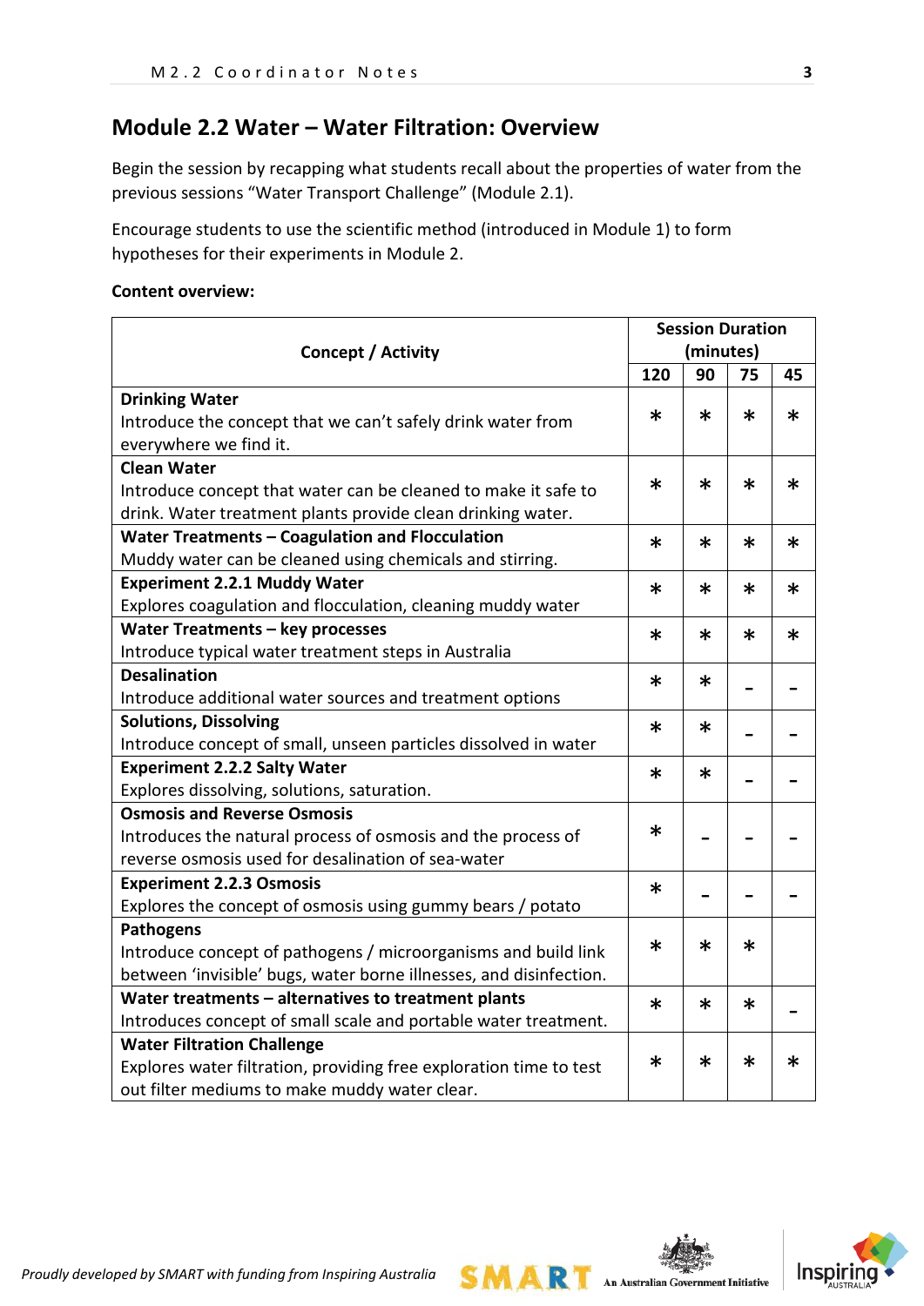## Module 2.2 Water – Water Filtration: Overview

Begin the session by recapping what students recall about the properties of water from the previous sessions "Water Transport Challenge" (Module 2.1).

Encourage students to use the scientific method (introduced in Module 1) to form hypotheses for their experiments in Module 2.

**Content overview:**

| Concept / Activity | Session Duration (minutes) | | | |
|---|---|---|---|---|
| | 120 | 90 | 75 | 45 |
| **Drinking Water** Introduce the concept that we can't safely drink water from everywhere we find it. | * | * | * | * |
| **Clean Water** Introduce concept that water can be cleaned to make it safe to drink. Water treatment plants provide clean drinking water. | * | * | * | * |
| **Water Treatments – Coagulation and Flocculation** Muddy water can be cleaned using chemicals and stirring. | * | * | * | * |
| **Experiment 2.2.1 Muddy Water** Explores coagulation and flocculation, cleaning muddy water | * | * | * | * |
| **Water Treatments – key processes** Introduce typical water treatment steps in Australia | * | * | * | * |
| **Desalination** Introduce additional water sources and treatment options | * | * | - | - |
| **Solutions, Dissolving** Introduce concept of small, unseen particles dissolved in water | * | * | - | - |
| **Experiment 2.2.2 Salty Water** Explores dissolving, solutions, saturation. | * | * | - | - |
| **Osmosis and Reverse Osmosis** Introduces the natural process of osmosis and the process of reverse osmosis used for desalination of sea-water | * | - | - | - |
| **Experiment 2.2.3 Osmosis** Explores the concept of osmosis using gummy bears / potato | * | - | - | - |
| **Pathogens** Introduce concept of pathogens / microorganisms and build link between 'invisible' bugs, water borne illnesses, and disinfection. | * | * | * | |
| **Water treatments – alternatives to treatment plants** Introduces concept of small scale and portable water treatment. | * | * | * | - |
| **Water Filtration Challenge** Explores water filtration, providing free exploration time to test out filter mediums to make muddy water clear. | * | * | * | * |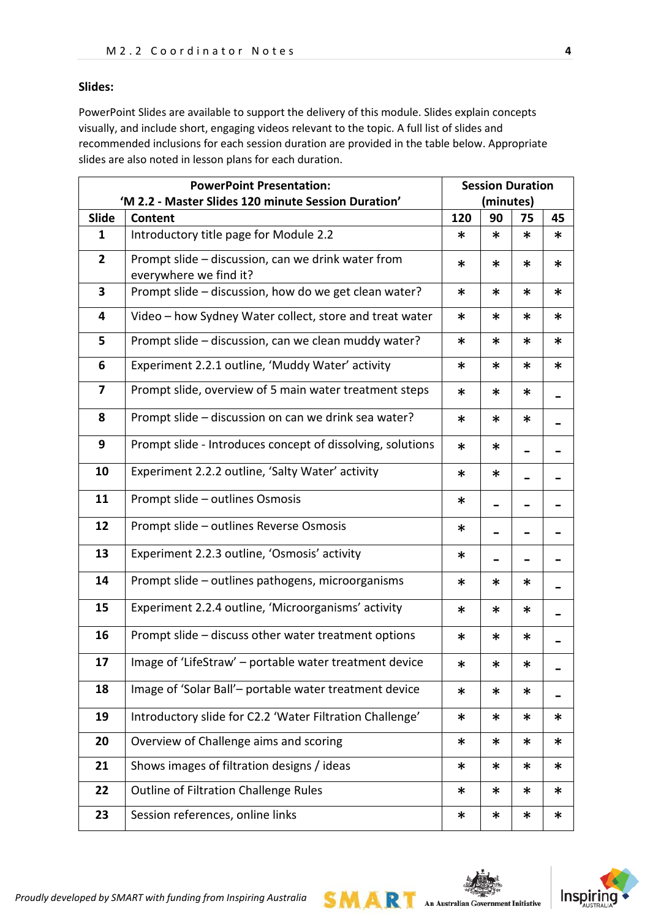**Slides:**

PowerPoint Slides are available to support the delivery of this module. Slides explain concepts visually, and include short, engaging videos relevant to the topic. A full list of slides and recommended inclusions for each session duration are provided in the table below. Appropriate slides are also noted in lesson plans for each duration.

| PowerPoint Presentation: 'M 2.2 - Master Slides 120 minute Session Duration' | | Session Duration (minutes) | | | |
|---|---|---|---|---|---|
| **Slide** | **Content** | **120** | **90** | **75** | **45** |
| **1** | Introductory title page for Module 2.2 | * | * | * | * |
| **2** | Prompt slide – discussion, can we drink water from everywhere we find it? | * | * | * | * |
| **3** | Prompt slide – discussion, how do we get clean water? | * | * | * | * |
| **4** | Video – how Sydney Water collect, store and treat water | * | * | * | * |
| **5** | Prompt slide – discussion, can we clean muddy water? | * | * | * | * |
| **6** | Experiment 2.2.1 outline, 'Muddy Water' activity | * | * | * | * |
| **7** | Prompt slide, overview of 5 main water treatment steps | * | * | * | – |
| **8** | Prompt slide – discussion on can we drink sea water? | * | * | * | – |
| **9** | Prompt slide - Introduces concept of dissolving, solutions | * | * | – | – |
| **10** | Experiment 2.2.2 outline, 'Salty Water' activity | * | * | – | – |
| **11** | Prompt slide – outlines Osmosis | * | – | – | – |
| **12** | Prompt slide – outlines Reverse Osmosis | * | – | – | – |
| **13** | Experiment 2.2.3 outline, 'Osmosis' activity | * | – | – | – |
| **14** | Prompt slide – outlines pathogens, microorganisms | * | * | * | – |
| **15** | Experiment 2.2.4 outline, 'Microorganisms' activity | * | * | * | – |
| **16** | Prompt slide – discuss other water treatment options | * | * | * | – |
| **17** | Image of 'LifeStraw' – portable water treatment device | * | * | * | – |
| **18** | Image of 'Solar Ball'– portable water treatment device | * | * | * | – |
| **19** | Introductory slide for C2.2 'Water Filtration Challenge' | * | * | * | * |
| **20** | Overview of Challenge aims and scoring | * | * | * | * |
| **21** | Shows images of filtration designs / ideas | * | * | * | * |
| **22** | Outline of Filtration Challenge Rules | * | * | * | * |
| **23** | Session references, online links | * | * | * | * |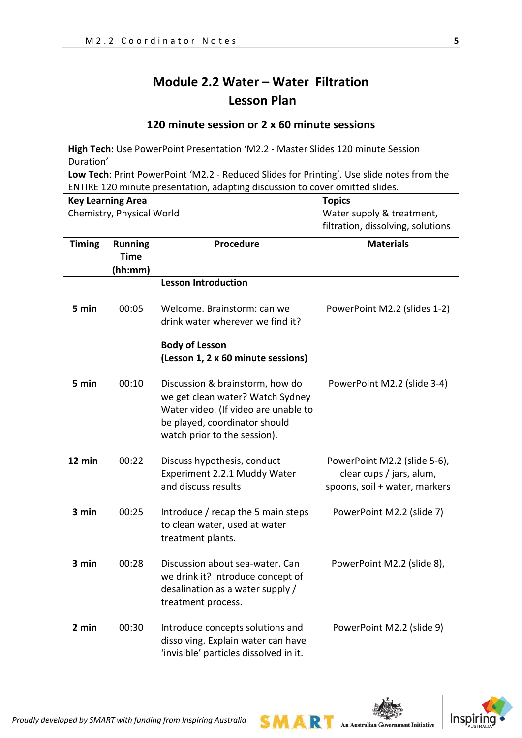# Module 2.2 Water – Water Filtration
## Lesson Plan

### 120 minute session or 2 x 60 minute sessions

**High Tech:** Use PowerPoint Presentation 'M2.2 - Master Slides 120 minute Session Duration'
**Low Tech**: Print PowerPoint 'M2.2 - Reduced Slides for Printing'. Use slide notes from the ENTIRE 120 minute presentation, adapting discussion to cover omitted slides.

| **Key Learning Area** | **Topics** |
|---|---|
| Chemistry, Physical World | Water supply & treatment, filtration, dissolving, solutions |

| Timing | Running Time (hh:mm) | Procedure | Materials |
|---|---|---|---|
| | | **Lesson Introduction** | |
| **5 min** | 00:05 | Welcome. Brainstorm: can we drink water wherever we find it? | PowerPoint M2.2 (slides 1-2) |
| | | **Body of Lesson (Lesson 1, 2 x 60 minute sessions)** | |
| **5 min** | 00:10 | Discussion & brainstorm, how do we get clean water? Watch Sydney Water video. (If video are unable to be played, coordinator should watch prior to the session). | PowerPoint M2.2 (slide 3-4) |
| **12 min** | 00:22 | Discuss hypothesis, conduct Experiment 2.2.1 Muddy Water and discuss results | PowerPoint M2.2 (slide 5-6), clear cups / jars, alum, spoons, soil + water, markers |
| **3 min** | 00:25 | Introduce / recap the 5 main steps to clean water, used at water treatment plants. | PowerPoint M2.2 (slide 7) |
| **3 min** | 00:28 | Discussion about sea-water. Can we drink it? Introduce concept of desalination as a water supply / treatment process. | PowerPoint M2.2 (slide 8), |
| **2 min** | 00:30 | Introduce concepts solutions and dissolving. Explain water can have 'invisible' particles dissolved in it. | PowerPoint M2.2 (slide 9) |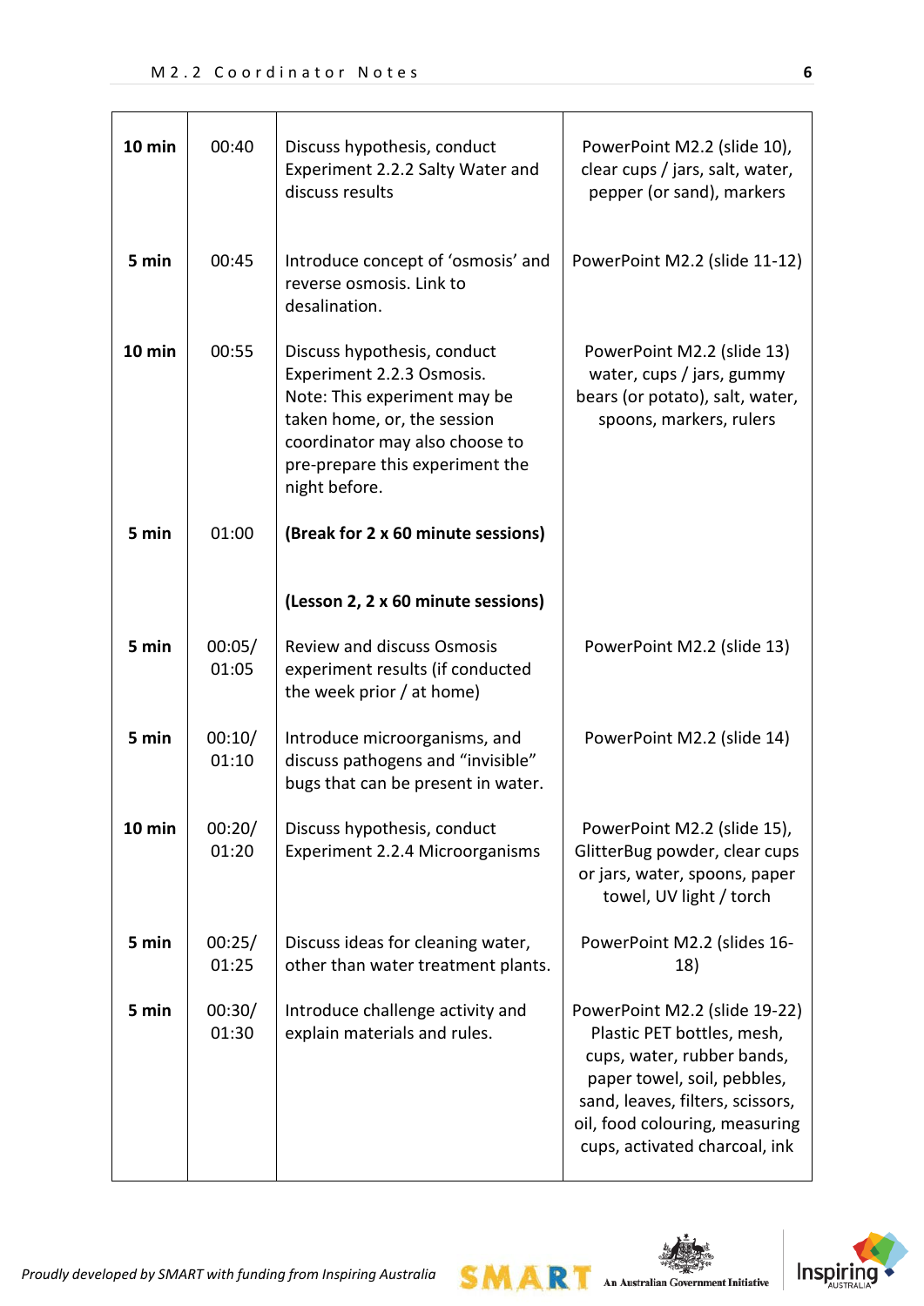| | | | |
|---|---|---|---|
| **10 min** | 00:40 | Discuss hypothesis, conduct Experiment 2.2.2 Salty Water and discuss results | PowerPoint M2.2 (slide 10), clear cups / jars, salt, water, pepper (or sand), markers |
| **5 min** | 00:45 | Introduce concept of 'osmosis' and reverse osmosis. Link to desalination. | PowerPoint M2.2 (slide 11-12) |
| **10 min** | 00:55 | Discuss hypothesis, conduct Experiment 2.2.3 Osmosis. Note: This experiment may be taken home, or, the session coordinator may also choose to pre-prepare this experiment the night before. | PowerPoint M2.2 (slide 13) water, cups / jars, gummy bears (or potato), salt, water, spoons, markers, rulers |
| **5 min** | 01:00 | **(Break for 2 x 60 minute sessions)** | |
| | | **(Lesson 2, 2 x 60 minute sessions)** | |
| **5 min** | 00:05/ 01:05 | Review and discuss Osmosis experiment results (if conducted the week prior / at home) | PowerPoint M2.2 (slide 13) |
| **5 min** | 00:10/ 01:10 | Introduce microorganisms, and discuss pathogens and "invisible" bugs that can be present in water. | PowerPoint M2.2 (slide 14) |
| **10 min** | 00:20/ 01:20 | Discuss hypothesis, conduct Experiment 2.2.4 Microorganisms | PowerPoint M2.2 (slide 15), GlitterBug powder, clear cups or jars, water, spoons, paper towel, UV light / torch |
| **5 min** | 00:25/ 01:25 | Discuss ideas for cleaning water, other than water treatment plants. | PowerPoint M2.2 (slides 16-18) |
| **5 min** | 00:30/ 01:30 | Introduce challenge activity and explain materials and rules. | PowerPoint M2.2 (slide 19-22) Plastic PET bottles, mesh, cups, water, rubber bands, paper towel, soil, pebbles, sand, leaves, filters, scissors, oil, food colouring, measuring cups, activated charcoal, ink |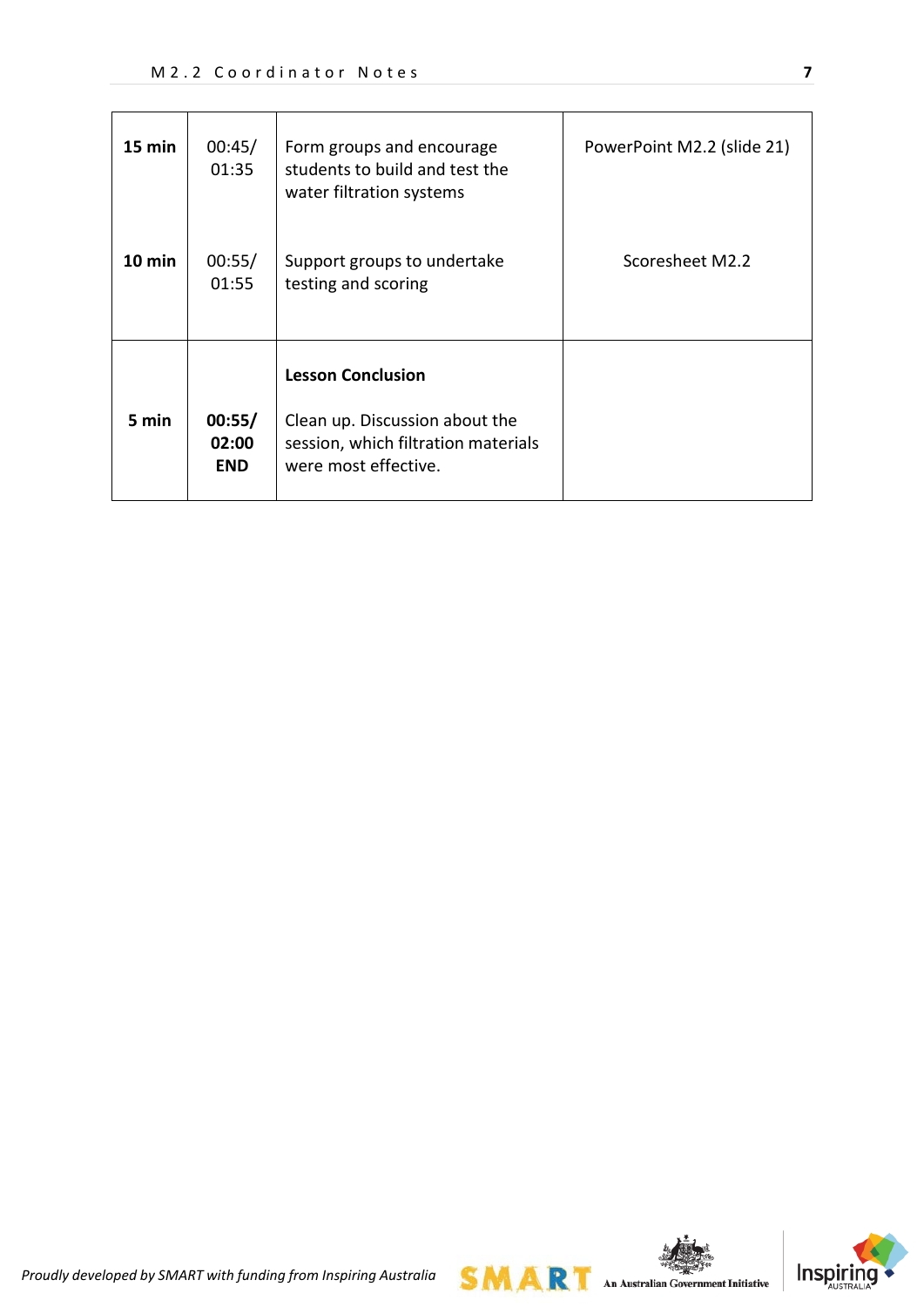| | | | |
|---|---|---|---|
| **15 min** | 00:45/ 01:35 | Form groups and encourage students to build and test the water filtration systems | PowerPoint M2.2 (slide 21) |
| **10 min** | 00:55/ 01:55 | Support groups to undertake testing and scoring | Scoresheet M2.2 |
| **5 min** | **00:55/ 02:00 END** | **Lesson Conclusion**<br><br>Clean up. Discussion about the session, which filtration materials were most effective. | |

*Proudly developed by SMART with funding from Inspiring Australia*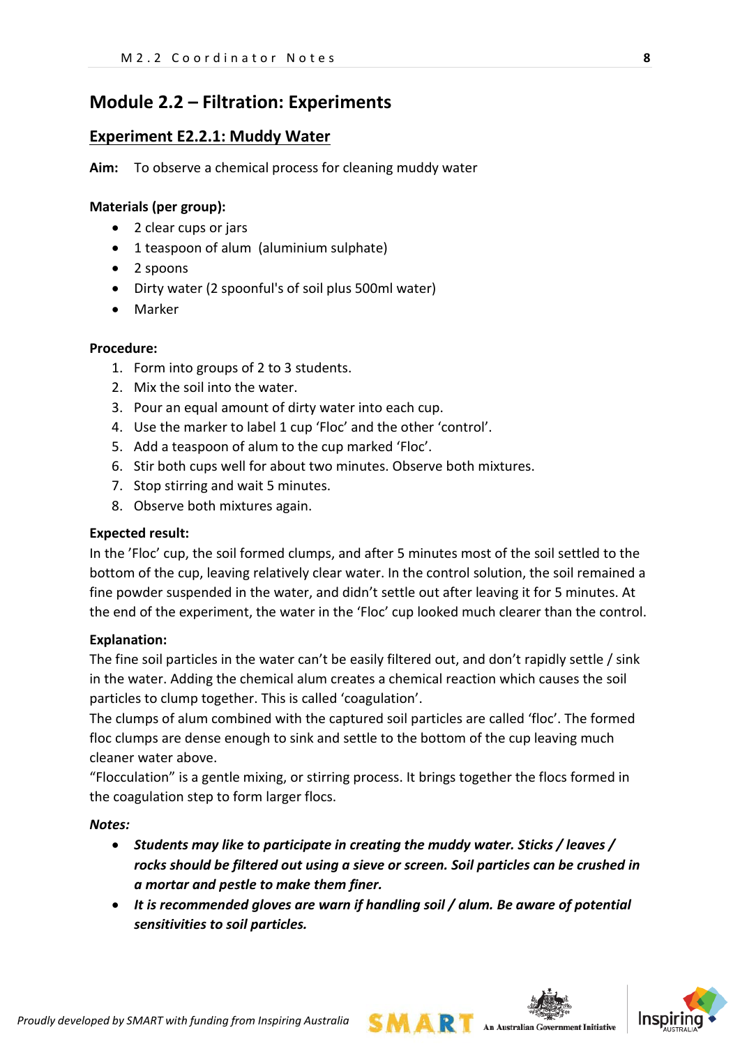# Module 2.2 – Filtration: Experiments

## Experiment E2.2.1: Muddy Water

**Aim:** To observe a chemical process for cleaning muddy water

**Materials (per group):**

- 2 clear cups or jars
- 1 teaspoon of alum (aluminium sulphate)
- 2 spoons
- Dirty water (2 spoonful's of soil plus 500ml water)
- Marker

**Procedure:**

1. Form into groups of 2 to 3 students.
2. Mix the soil into the water.
3. Pour an equal amount of dirty water into each cup.
4. Use the marker to label 1 cup 'Floc' and the other 'control'.
5. Add a teaspoon of alum to the cup marked 'Floc'.
6. Stir both cups well for about two minutes. Observe both mixtures.
7. Stop stirring and wait 5 minutes.
8. Observe both mixtures again.

**Expected result:**

In the 'Floc' cup, the soil formed clumps, and after 5 minutes most of the soil settled to the bottom of the cup, leaving relatively clear water. In the control solution, the soil remained a fine powder suspended in the water, and didn't settle out after leaving it for 5 minutes. At the end of the experiment, the water in the 'Floc' cup looked much clearer than the control.

**Explanation:**

The fine soil particles in the water can't be easily filtered out, and don't rapidly settle / sink in the water. Adding the chemical alum creates a chemical reaction which causes the soil particles to clump together. This is called 'coagulation'.

The clumps of alum combined with the captured soil particles are called 'floc'. The formed floc clumps are dense enough to sink and settle to the bottom of the cup leaving much cleaner water above.

"Flocculation" is a gentle mixing, or stirring process. It brings together the flocs formed in the coagulation step to form larger flocs.

***Notes:***

- ***Students may like to participate in creating the muddy water. Sticks / leaves / rocks should be filtered out using a sieve or screen. Soil particles can be crushed in a mortar and pestle to make them finer.***
- ***It is recommended gloves are warn if handling soil / alum. Be aware of potential sensitivities to soil particles.***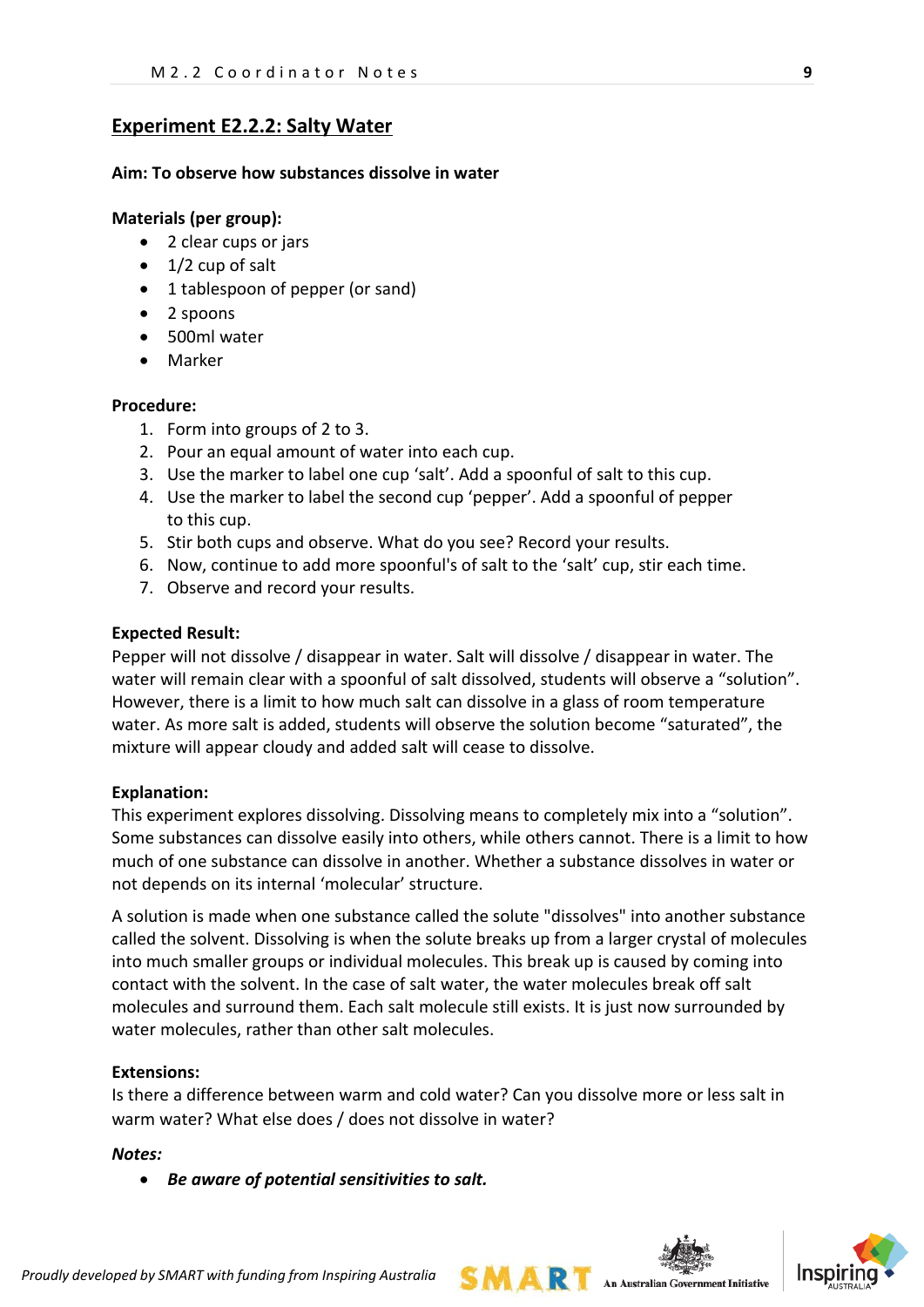## Experiment E2.2.2: Salty Water

**Aim: To observe how substances dissolve in water**

**Materials (per group):**

- 2 clear cups or jars
- 1/2 cup of salt
- 1 tablespoon of pepper (or sand)
- 2 spoons
- 500ml water
- Marker

**Procedure:**

1. Form into groups of 2 to 3.
2. Pour an equal amount of water into each cup.
3. Use the marker to label one cup 'salt'. Add a spoonful of salt to this cup.
4. Use the marker to label the second cup 'pepper'. Add a spoonful of pepper to this cup.
5. Stir both cups and observe. What do you see? Record your results.
6. Now, continue to add more spoonful's of salt to the 'salt' cup, stir each time.
7. Observe and record your results.

**Expected Result:**

Pepper will not dissolve / disappear in water. Salt will dissolve / disappear in water. The water will remain clear with a spoonful of salt dissolved, students will observe a "solution". However, there is a limit to how much salt can dissolve in a glass of room temperature water. As more salt is added, students will observe the solution become "saturated", the mixture will appear cloudy and added salt will cease to dissolve.

**Explanation:**

This experiment explores dissolving. Dissolving means to completely mix into a "solution". Some substances can dissolve easily into others, while others cannot. There is a limit to how much of one substance can dissolve in another. Whether a substance dissolves in water or not depends on its internal 'molecular' structure.

A solution is made when one substance called the solute "dissolves" into another substance called the solvent. Dissolving is when the solute breaks up from a larger crystal of molecules into much smaller groups or individual molecules. This break up is caused by coming into contact with the solvent. In the case of salt water, the water molecules break off salt molecules and surround them. Each salt molecule still exists. It is just now surrounded by water molecules, rather than other salt molecules.

**Extensions:**

Is there a difference between warm and cold water? Can you dissolve more or less salt in warm water? What else does / does not dissolve in water?

***Notes:***

- ***Be aware of potential sensitivities to salt.***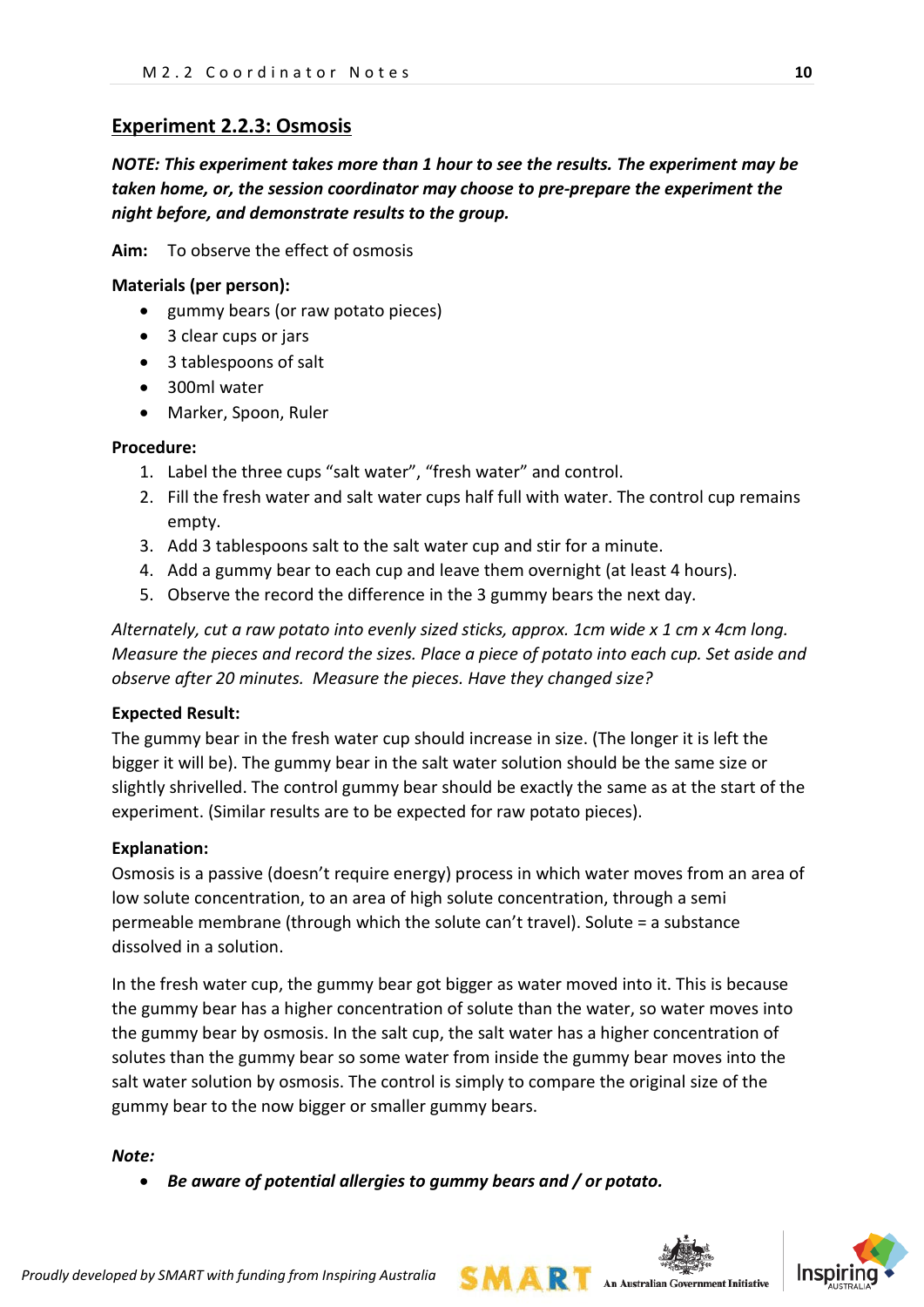## Experiment 2.2.3: Osmosis

***NOTE: This experiment takes more than 1 hour to see the results. The experiment may be taken home, or, the session coordinator may choose to pre-prepare the experiment the night before, and demonstrate results to the group.***

**Aim:** To observe the effect of osmosis

**Materials (per person):**

- gummy bears (or raw potato pieces)
- 3 clear cups or jars
- 3 tablespoons of salt
- 300ml water
- Marker, Spoon, Ruler

**Procedure:**

1. Label the three cups “salt water”, “fresh water” and control.
2. Fill the fresh water and salt water cups half full with water. The control cup remains empty.
3. Add 3 tablespoons salt to the salt water cup and stir for a minute.
4. Add a gummy bear to each cup and leave them overnight (at least 4 hours).
5. Observe the record the difference in the 3 gummy bears the next day.

*Alternately, cut a raw potato into evenly sized sticks, approx. 1cm wide x 1 cm x 4cm long. Measure the pieces and record the sizes. Place a piece of potato into each cup. Set aside and observe after 20 minutes. Measure the pieces. Have they changed size?*

**Expected Result:**

The gummy bear in the fresh water cup should increase in size. (The longer it is left the bigger it will be). The gummy bear in the salt water solution should be the same size or slightly shrivelled. The control gummy bear should be exactly the same as at the start of the experiment. (Similar results are to be expected for raw potato pieces).

**Explanation:**

Osmosis is a passive (doesn’t require energy) process in which water moves from an area of low solute concentration, to an area of high solute concentration, through a semi permeable membrane (through which the solute can’t travel). Solute = a substance dissolved in a solution.

In the fresh water cup, the gummy bear got bigger as water moved into it. This is because the gummy bear has a higher concentration of solute than the water, so water moves into the gummy bear by osmosis. In the salt cup, the salt water has a higher concentration of solutes than the gummy bear so some water from inside the gummy bear moves into the salt water solution by osmosis. The control is simply to compare the original size of the gummy bear to the now bigger or smaller gummy bears.

***Note:***

- ***Be aware of potential allergies to gummy bears and / or potato.***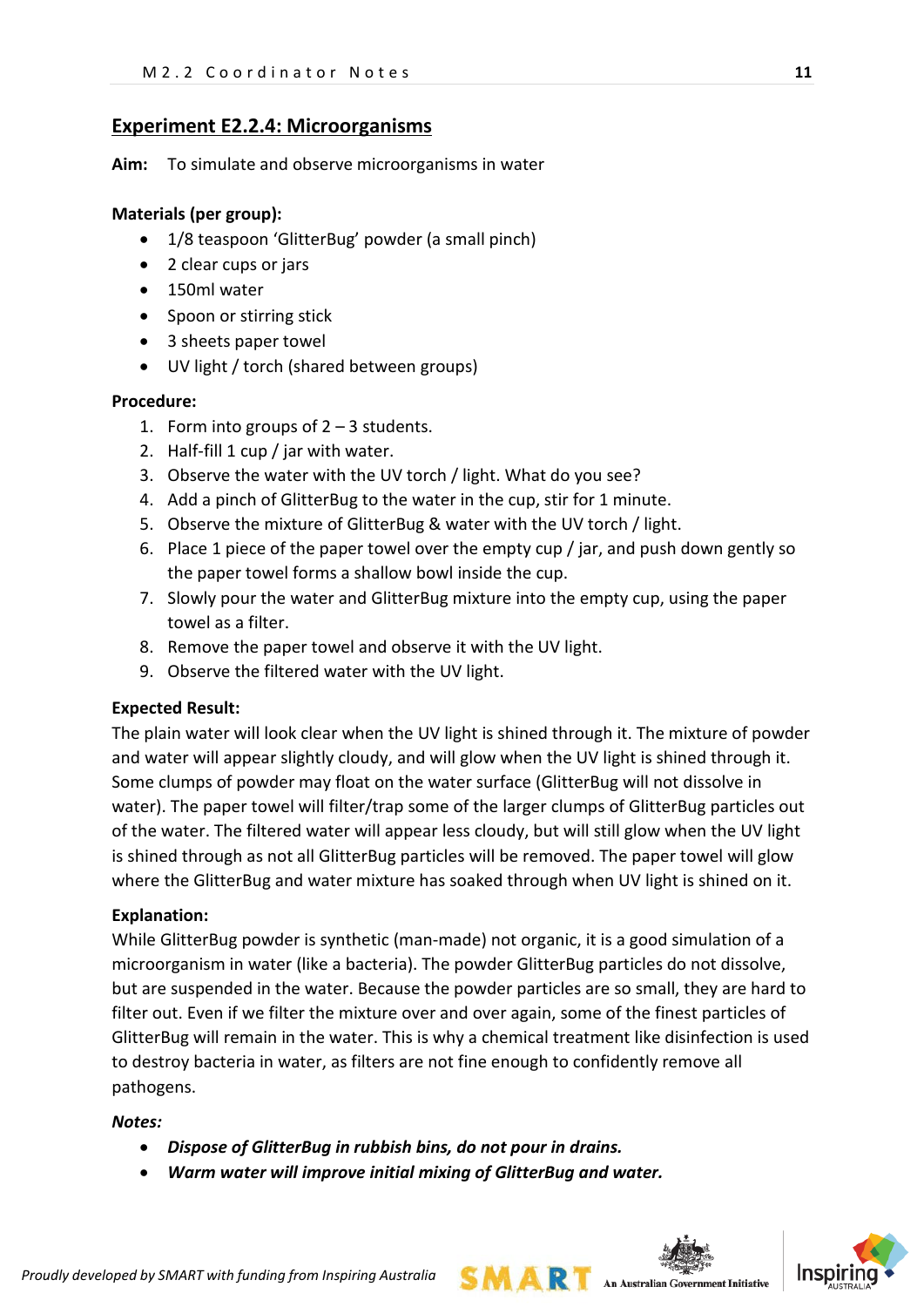## Experiment E2.2.4: Microorganisms

**Aim:** To simulate and observe microorganisms in water

**Materials (per group):**

- 1/8 teaspoon 'GlitterBug' powder (a small pinch)
- 2 clear cups or jars
- 150ml water
- Spoon or stirring stick
- 3 sheets paper towel
- UV light / torch (shared between groups)

**Procedure:**

1. Form into groups of 2 – 3 students.
2. Half-fill 1 cup / jar with water.
3. Observe the water with the UV torch / light. What do you see?
4. Add a pinch of GlitterBug to the water in the cup, stir for 1 minute.
5. Observe the mixture of GlitterBug & water with the UV torch / light.
6. Place 1 piece of the paper towel over the empty cup / jar, and push down gently so the paper towel forms a shallow bowl inside the cup.
7. Slowly pour the water and GlitterBug mixture into the empty cup, using the paper towel as a filter.
8. Remove the paper towel and observe it with the UV light.
9. Observe the filtered water with the UV light.

**Expected Result:**

The plain water will look clear when the UV light is shined through it. The mixture of powder and water will appear slightly cloudy, and will glow when the UV light is shined through it. Some clumps of powder may float on the water surface (GlitterBug will not dissolve in water). The paper towel will filter/trap some of the larger clumps of GlitterBug particles out of the water. The filtered water will appear less cloudy, but will still glow when the UV light is shined through as not all GlitterBug particles will be removed. The paper towel will glow where the GlitterBug and water mixture has soaked through when UV light is shined on it.

**Explanation:**

While GlitterBug powder is synthetic (man-made) not organic, it is a good simulation of a microorganism in water (like a bacteria). The powder GlitterBug particles do not dissolve, but are suspended in the water. Because the powder particles are so small, they are hard to filter out. Even if we filter the mixture over and over again, some of the finest particles of GlitterBug will remain in the water. This is why a chemical treatment like disinfection is used to destroy bacteria in water, as filters are not fine enough to confidently remove all pathogens.

***Notes:***

- ***Dispose of GlitterBug in rubbish bins, do not pour in drains.***
- ***Warm water will improve initial mixing of GlitterBug and water.***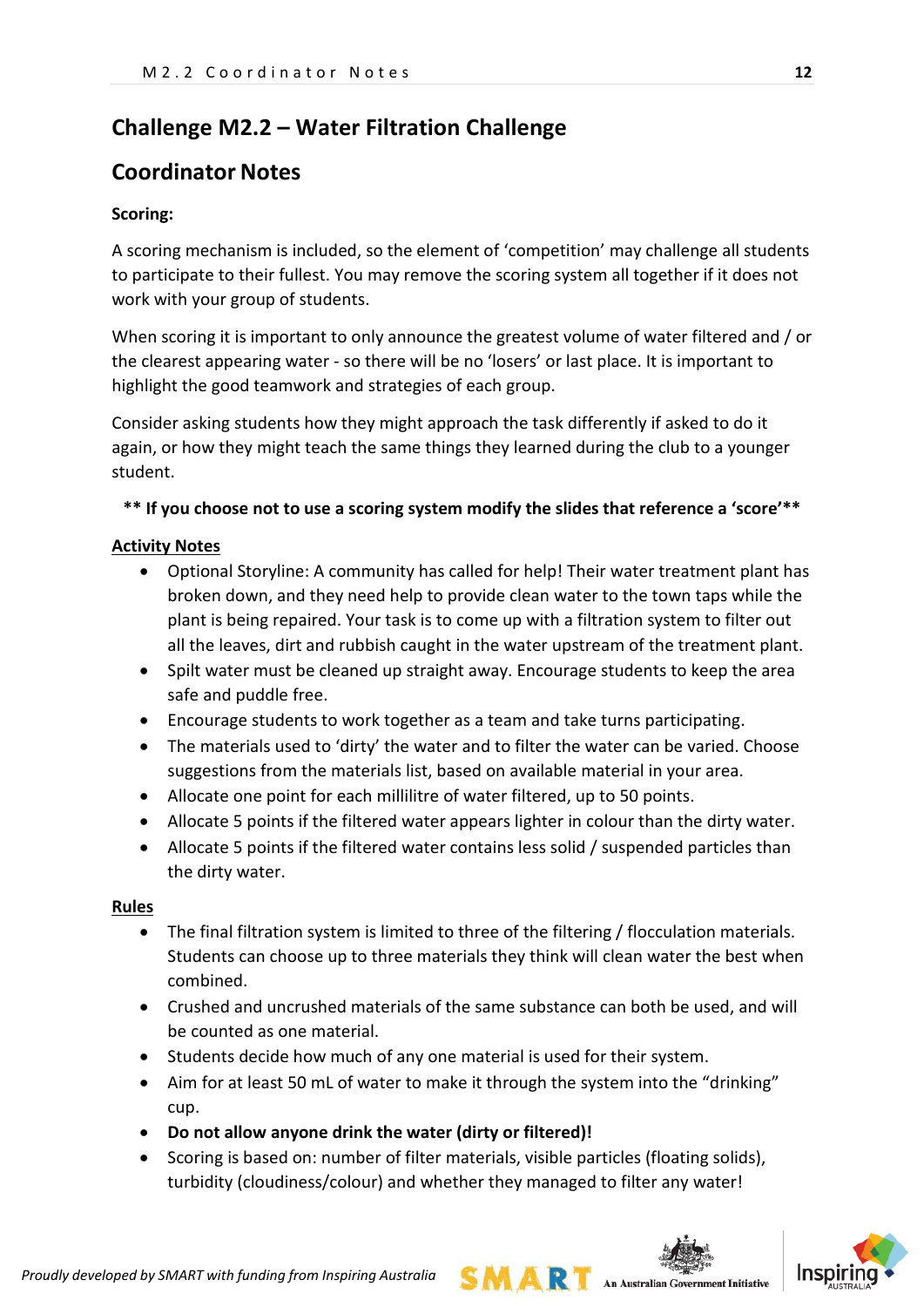# Challenge M2.2 – Water Filtration Challenge

## Coordinator Notes

**Scoring:**

A scoring mechanism is included, so the element of 'competition' may challenge all students to participate to their fullest. You may remove the scoring system all together if it does not work with your group of students.

When scoring it is important to only announce the greatest volume of water filtered and / or the clearest appearing water - so there will be no 'losers' or last place. It is important to highlight the good teamwork and strategies of each group.

Consider asking students how they might approach the task differently if asked to do it again, or how they might teach the same things they learned during the club to a younger student.

**** If you choose not to use a scoring system modify the slides that reference a 'score'****

**Activity Notes**

- Optional Storyline: A community has called for help! Their water treatment plant has broken down, and they need help to provide clean water to the town taps while the plant is being repaired. Your task is to come up with a filtration system to filter out all the leaves, dirt and rubbish caught in the water upstream of the treatment plant.
- Spilt water must be cleaned up straight away. Encourage students to keep the area safe and puddle free.
- Encourage students to work together as a team and take turns participating.
- The materials used to 'dirty' the water and to filter the water can be varied. Choose suggestions from the materials list, based on available material in your area.
- Allocate one point for each millilitre of water filtered, up to 50 points.
- Allocate 5 points if the filtered water appears lighter in colour than the dirty water.
- Allocate 5 points if the filtered water contains less solid / suspended particles than the dirty water.

**Rules**

- The final filtration system is limited to three of the filtering / flocculation materials. Students can choose up to three materials they think will clean water the best when combined.
- Crushed and uncrushed materials of the same substance can both be used, and will be counted as one material.
- Students decide how much of any one material is used for their system.
- Aim for at least 50 mL of water to make it through the system into the "drinking" cup.
- **Do not allow anyone drink the water (dirty or filtered)!**
- Scoring is based on: number of filter materials, visible particles (floating solids), turbidity (cloudiness/colour) and whether they managed to filter any water!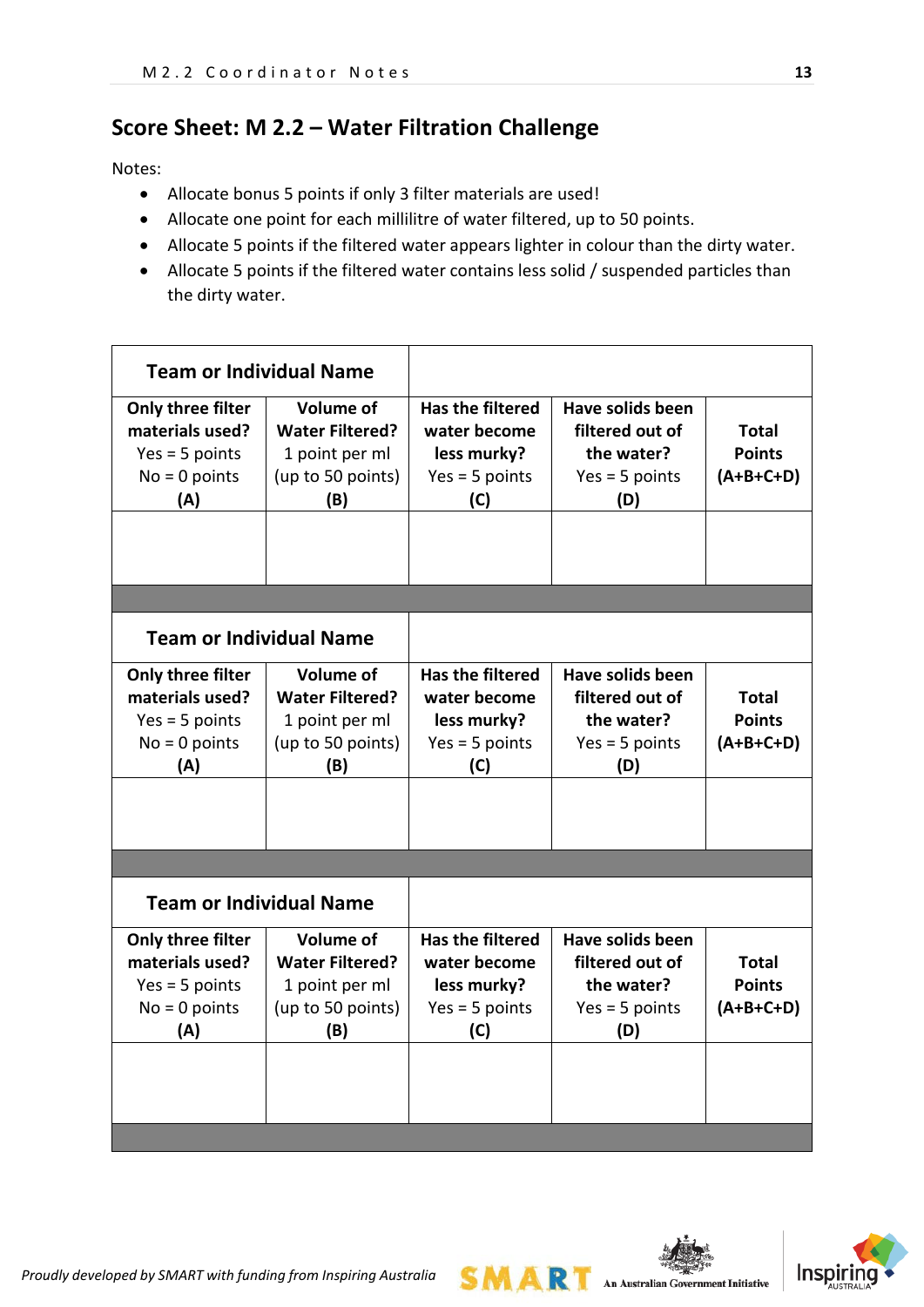## Score Sheet: M 2.2 – Water Filtration Challenge

Notes:

- Allocate bonus 5 points if only 3 filter materials are used!
- Allocate one point for each millilitre of water filtered, up to 50 points.
- Allocate 5 points if the filtered water appears lighter in colour than the dirty water.
- Allocate 5 points if the filtered water contains less solid / suspended particles than the dirty water.

| **Team or Individual Name** | | | | |
|---|---|---|---|---|
| **Only three filter materials used?** Yes = 5 points No = 0 points **(A)** | **Volume of Water Filtered?** 1 point per ml (up to 50 points) **(B)** | **Has the filtered water become less murky?** Yes = 5 points **(C)** | **Have solids been filtered out of the water?** Yes = 5 points **(D)** | **Total Points (A+B+C+D)** |
| | | | | |

| **Team or Individual Name** | | | | |
|---|---|---|---|---|
| **Only three filter materials used?** Yes = 5 points No = 0 points **(A)** | **Volume of Water Filtered?** 1 point per ml (up to 50 points) **(B)** | **Has the filtered water become less murky?** Yes = 5 points **(C)** | **Have solids been filtered out of the water?** Yes = 5 points **(D)** | **Total Points (A+B+C+D)** |
| | | | | |

| **Team or Individual Name** | | | | |
|---|---|---|---|---|
| **Only three filter materials used?** Yes = 5 points No = 0 points **(A)** | **Volume of Water Filtered?** 1 point per ml (up to 50 points) **(B)** | **Has the filtered water become less murky?** Yes = 5 points **(C)** | **Have solids been filtered out of the water?** Yes = 5 points **(D)** | **Total Points (A+B+C+D)** |
| | | | | |

*Proudly developed by SMART with funding from Inspiring Australia*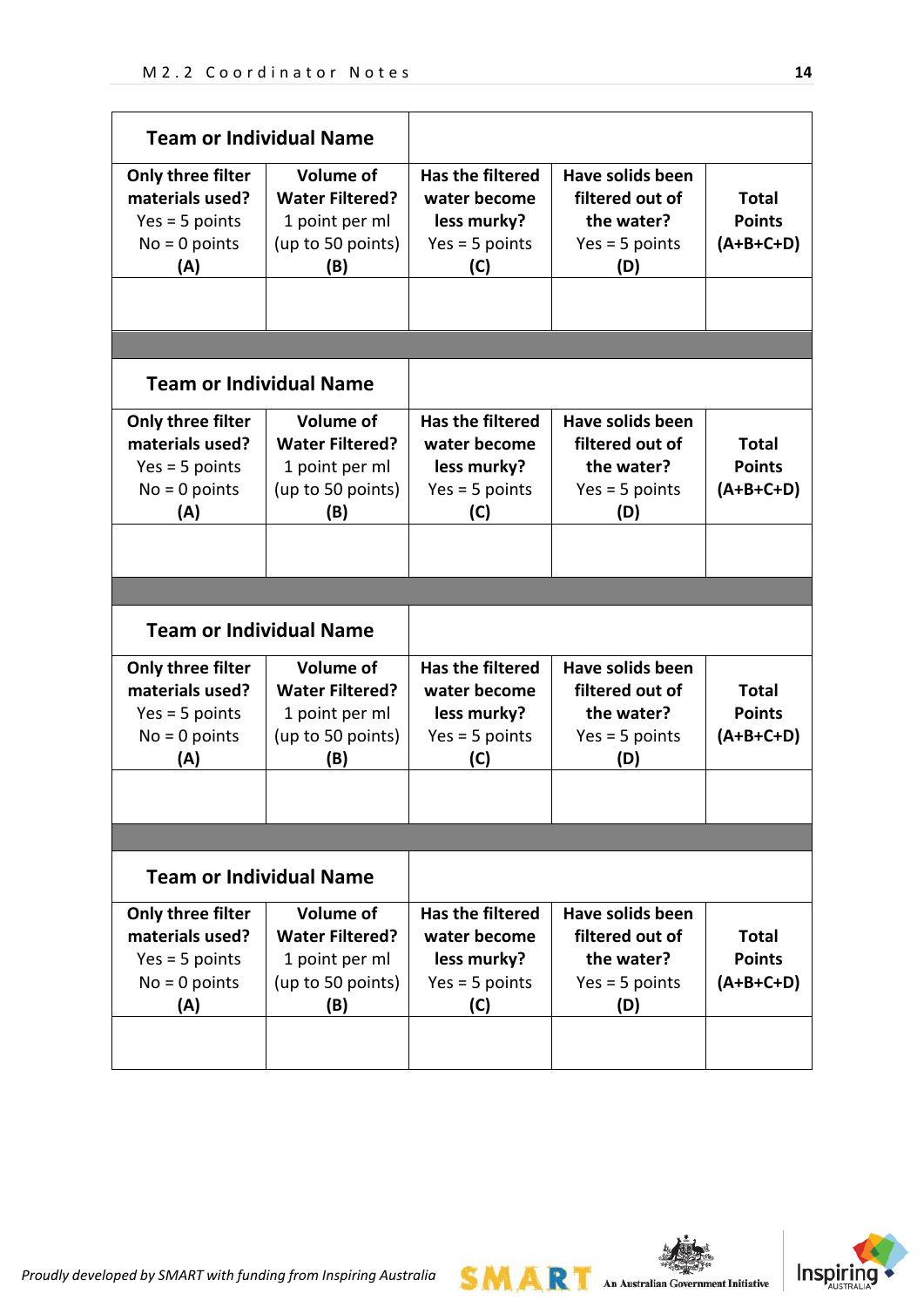| **Team or Individual Name** | | | | |
|---|---|---|---|---|
| **Only three filter materials used?** Yes = 5 points No = 0 points **(A)** | **Volume of Water Filtered?** 1 point per ml (up to 50 points) **(B)** | **Has the filtered water become less murky?** Yes = 5 points **(C)** | **Have solids been filtered out of the water?** Yes = 5 points **(D)** | **Total Points (A+B+C+D)** |
| | | | | |

| **Team or Individual Name** | | | | |
|---|---|---|---|---|
| **Only three filter materials used?** Yes = 5 points No = 0 points **(A)** | **Volume of Water Filtered?** 1 point per ml (up to 50 points) **(B)** | **Has the filtered water become less murky?** Yes = 5 points **(C)** | **Have solids been filtered out of the water?** Yes = 5 points **(D)** | **Total Points (A+B+C+D)** |
| | | | | |

| **Team or Individual Name** | | | | |
|---|---|---|---|---|
| **Only three filter materials used?** Yes = 5 points No = 0 points **(A)** | **Volume of Water Filtered?** 1 point per ml (up to 50 points) **(B)** | **Has the filtered water become less murky?** Yes = 5 points **(C)** | **Have solids been filtered out of the water?** Yes = 5 points **(D)** | **Total Points (A+B+C+D)** |
| | | | | |

| **Team or Individual Name** | | | | |
|---|---|---|---|---|
| **Only three filter materials used?** Yes = 5 points No = 0 points **(A)** | **Volume of Water Filtered?** 1 point per ml (up to 50 points) **(B)** | **Has the filtered water become less murky?** Yes = 5 points **(C)** | **Have solids been filtered out of the water?** Yes = 5 points **(D)** | **Total Points (A+B+C+D)** |
| | | | | |

*Proudly developed by SMART with funding from Inspiring Australia*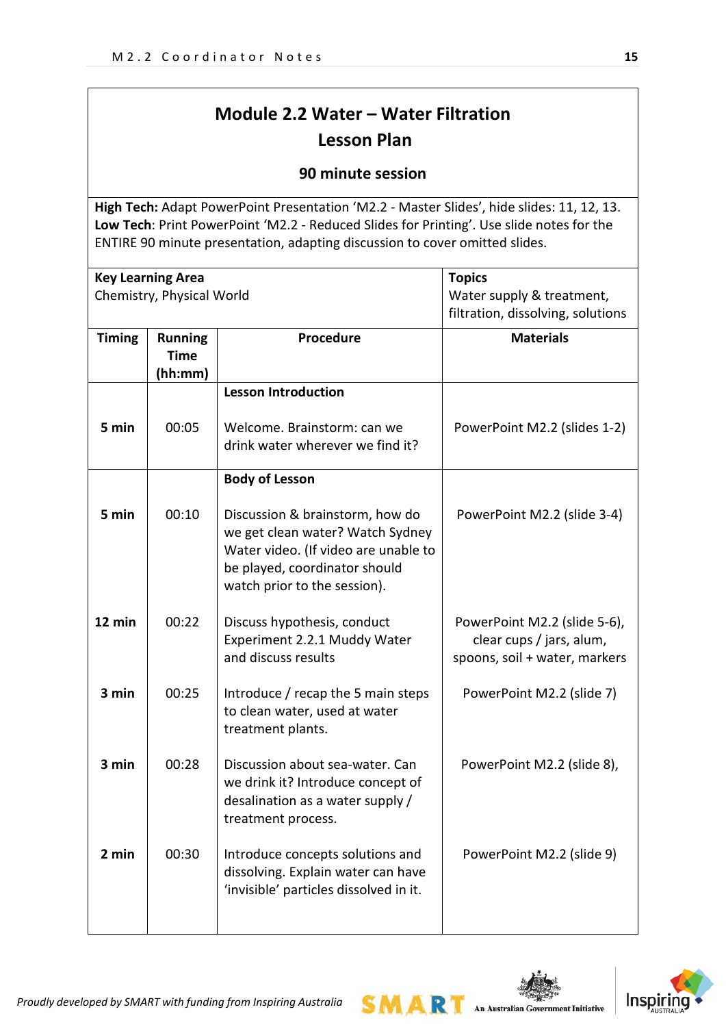# Module 2.2 Water – Water Filtration Lesson Plan

### 90 minute session

**High Tech:** Adapt PowerPoint Presentation 'M2.2 - Master Slides', hide slides: 11, 12, 13.
**Low Tech**: Print PowerPoint 'M2.2 - Reduced Slides for Printing'. Use slide notes for the ENTIRE 90 minute presentation, adapting discussion to cover omitted slides.

| Key Learning Area | Topics |
|---|---|
| Chemistry, Physical World | Water supply & treatment, filtration, dissolving, solutions |

| Timing | Running Time (hh:mm) | Procedure | Materials |
|---|---|---|---|
| | | **Lesson Introduction** | |
| 5 min | 00:05 | Welcome. Brainstorm: can we drink water wherever we find it? | PowerPoint M2.2 (slides 1-2) |
| | | **Body of Lesson** | |
| 5 min | 00:10 | Discussion & brainstorm, how do we get clean water? Watch Sydney Water video. (If video are unable to be played, coordinator should watch prior to the session). | PowerPoint M2.2 (slide 3-4) |
| 12 min | 00:22 | Discuss hypothesis, conduct Experiment 2.2.1 Muddy Water and discuss results | PowerPoint M2.2 (slide 5-6), clear cups / jars, alum, spoons, soil + water, markers |
| 3 min | 00:25 | Introduce / recap the 5 main steps to clean water, used at water treatment plants. | PowerPoint M2.2 (slide 7) |
| 3 min | 00:28 | Discussion about sea-water. Can we drink it? Introduce concept of desalination as a water supply / treatment process. | PowerPoint M2.2 (slide 8), |
| 2 min | 00:30 | Introduce concepts solutions and dissolving. Explain water can have 'invisible' particles dissolved in it. | PowerPoint M2.2 (slide 9) |

*Proudly developed by SMART with funding from Inspiring Australia*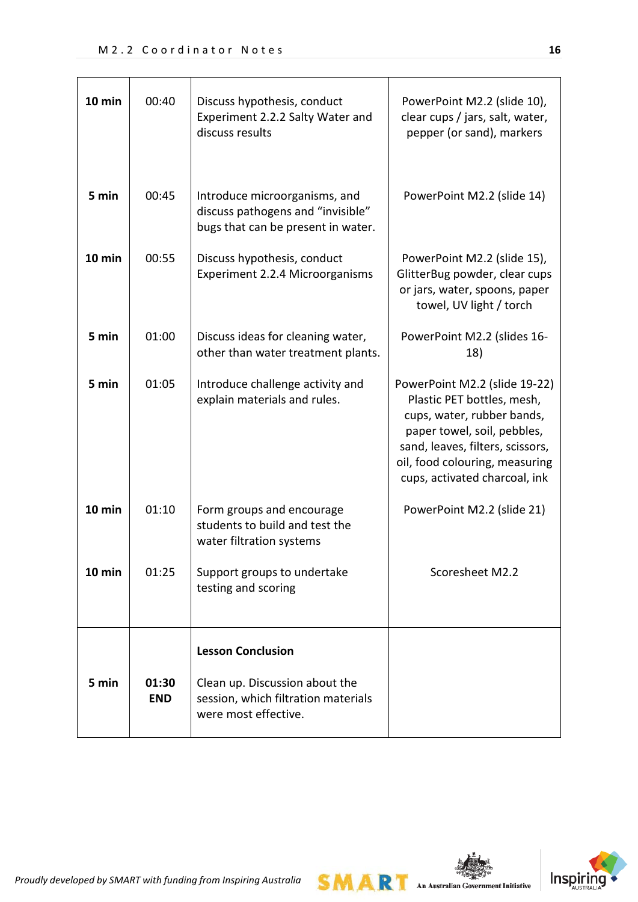| | | | |
|---|---|---|---|
| **10 min** | 00:40 | Discuss hypothesis, conduct Experiment 2.2.2 Salty Water and discuss results | PowerPoint M2.2 (slide 10), clear cups / jars, salt, water, pepper (or sand), markers |
| **5 min** | 00:45 | Introduce microorganisms, and discuss pathogens and "invisible" bugs that can be present in water. | PowerPoint M2.2 (slide 14) |
| **10 min** | 00:55 | Discuss hypothesis, conduct Experiment 2.2.4 Microorganisms | PowerPoint M2.2 (slide 15), GlitterBug powder, clear cups or jars, water, spoons, paper towel, UV light / torch |
| **5 min** | 01:00 | Discuss ideas for cleaning water, other than water treatment plants. | PowerPoint M2.2 (slides 16-18) |
| **5 min** | 01:05 | Introduce challenge activity and explain materials and rules. | PowerPoint M2.2 (slide 19-22) Plastic PET bottles, mesh, cups, water, rubber bands, paper towel, soil, pebbles, sand, leaves, filters, scissors, oil, food colouring, measuring cups, activated charcoal, ink |
| **10 min** | 01:10 | Form groups and encourage students to build and test the water filtration systems | PowerPoint M2.2 (slide 21) |
| **10 min** | 01:25 | Support groups to undertake testing and scoring | Scoresheet M2.2 |
| **5 min** | **01:30 END** | **Lesson Conclusion**<br><br>Clean up. Discussion about the session, which filtration materials were most effective. | |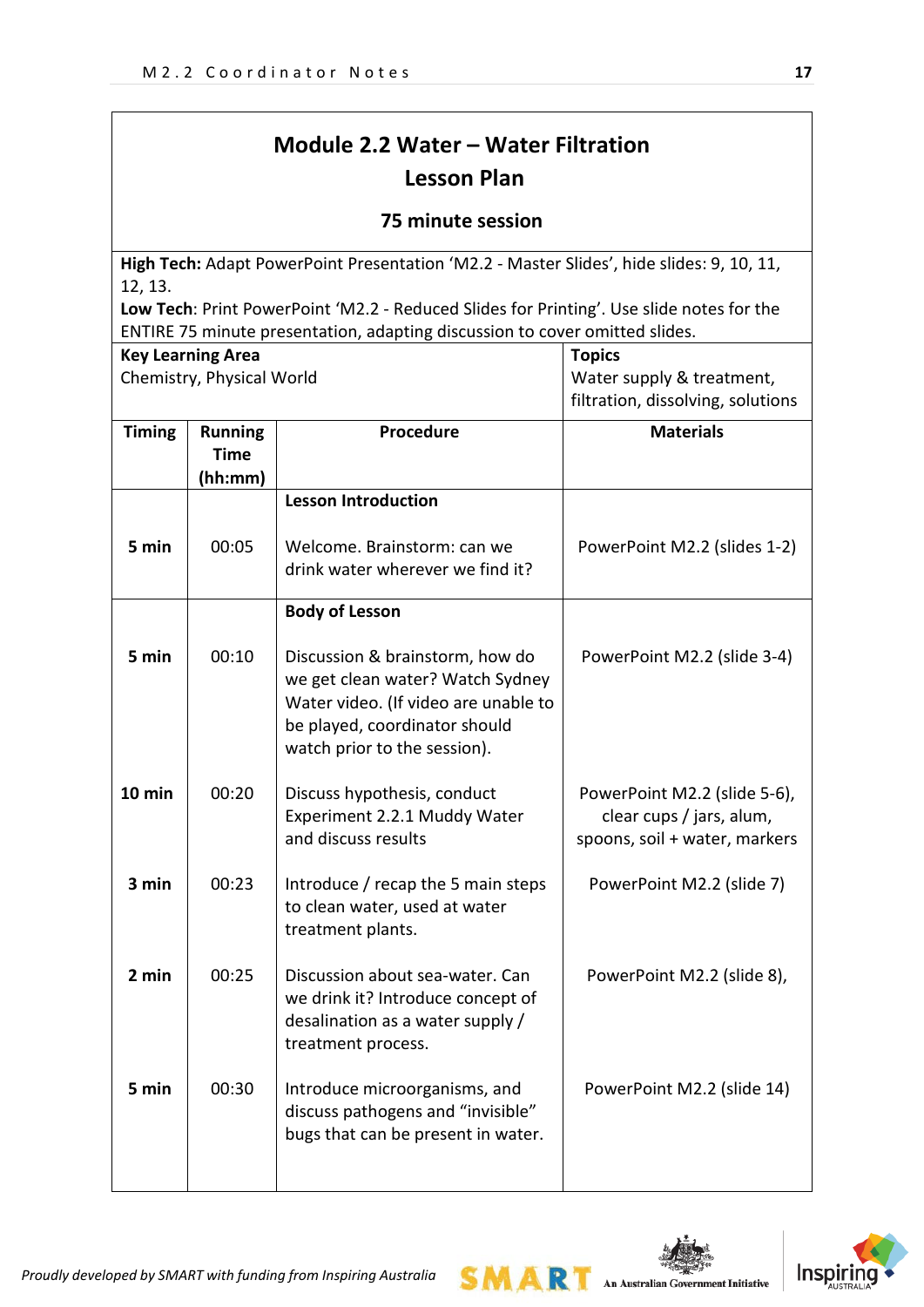# Module 2.2 Water – Water Filtration
## Lesson Plan

**75 minute session**

**High Tech:** Adapt PowerPoint Presentation 'M2.2 - Master Slides', hide slides: 9, 10, 11, 12, 13.
**Low Tech**: Print PowerPoint 'M2.2 - Reduced Slides for Printing'. Use slide notes for the ENTIRE 75 minute presentation, adapting discussion to cover omitted slides.

**Key Learning Area**
Chemistry, Physical World

**Topics**
Water supply & treatment, filtration, dissolving, solutions

| Timing | Running Time (hh:mm) | Procedure | Materials |
|---|---|---|---|
| | | **Lesson Introduction** | |
| 5 min | 00:05 | Welcome. Brainstorm: can we drink water wherever we find it? | PowerPoint M2.2 (slides 1-2) |
| | | **Body of Lesson** | |
| 5 min | 00:10 | Discussion & brainstorm, how do we get clean water? Watch Sydney Water video. (If video are unable to be played, coordinator should watch prior to the session). | PowerPoint M2.2 (slide 3-4) |
| 10 min | 00:20 | Discuss hypothesis, conduct Experiment 2.2.1 Muddy Water and discuss results | PowerPoint M2.2 (slide 5-6), clear cups / jars, alum, spoons, soil + water, markers |
| 3 min | 00:23 | Introduce / recap the 5 main steps to clean water, used at water treatment plants. | PowerPoint M2.2 (slide 7) |
| 2 min | 00:25 | Discussion about sea-water. Can we drink it? Introduce concept of desalination as a water supply / treatment process. | PowerPoint M2.2 (slide 8), |
| 5 min | 00:30 | Introduce microorganisms, and discuss pathogens and "invisible" bugs that can be present in water. | PowerPoint M2.2 (slide 14) |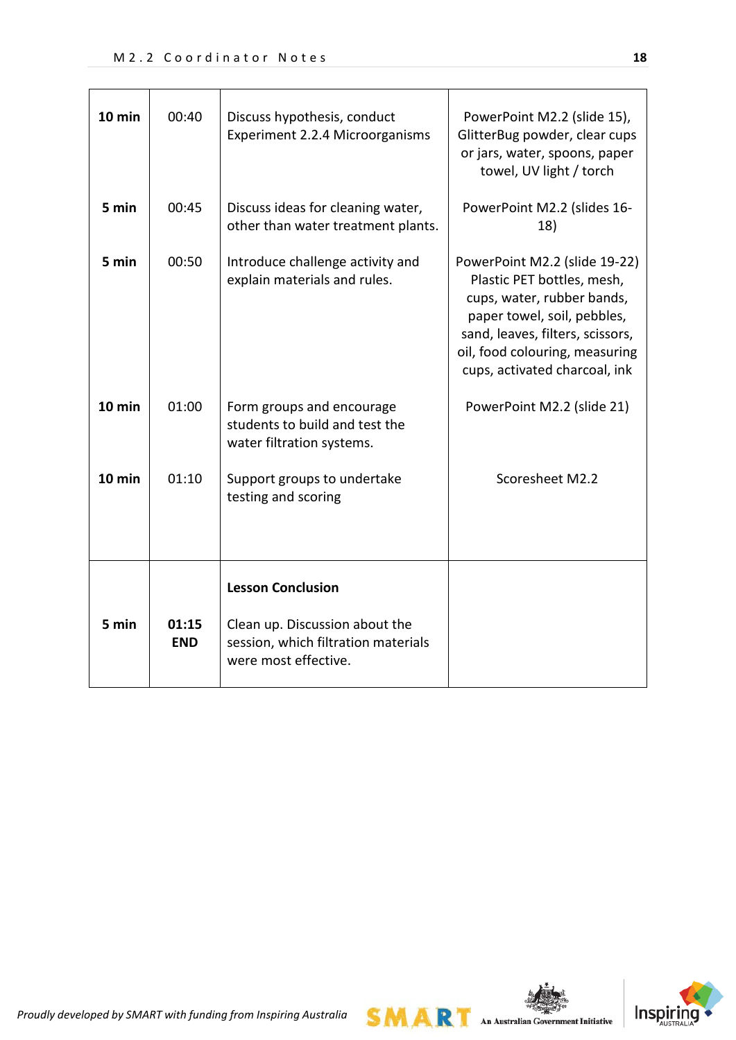| | | | |
|---|---|---|---|
| **10 min** | 00:40 | Discuss hypothesis, conduct Experiment 2.2.4 Microorganisms | PowerPoint M2.2 (slide 15), GlitterBug powder, clear cups or jars, water, spoons, paper towel, UV light / torch |
| **5 min** | 00:45 | Discuss ideas for cleaning water, other than water treatment plants. | PowerPoint M2.2 (slides 16-18) |
| **5 min** | 00:50 | Introduce challenge activity and explain materials and rules. | PowerPoint M2.2 (slide 19-22) Plastic PET bottles, mesh, cups, water, rubber bands, paper towel, soil, pebbles, sand, leaves, filters, scissors, oil, food colouring, measuring cups, activated charcoal, ink |
| **10 min** | 01:00 | Form groups and encourage students to build and test the water filtration systems. | PowerPoint M2.2 (slide 21) |
| **10 min** | 01:10 | Support groups to undertake testing and scoring | Scoresheet M2.2 |
| **5 min** | **01:15 END** | **Lesson Conclusion**<br><br>Clean up. Discussion about the session, which filtration materials were most effective. | |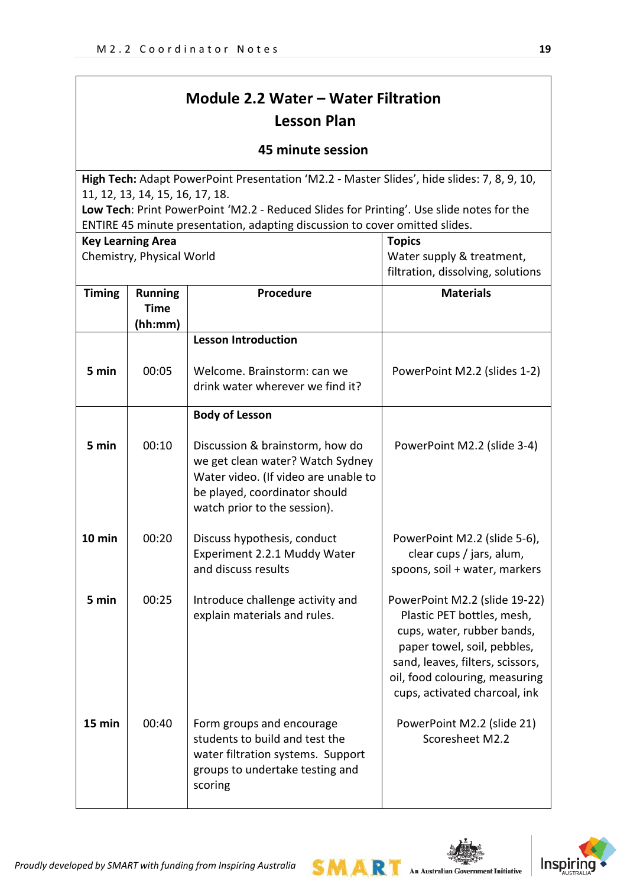# Module 2.2 Water – Water Filtration
## Lesson Plan

**45 minute session**

**High Tech:** Adapt PowerPoint Presentation 'M2.2 - Master Slides', hide slides: 7, 8, 9, 10, 11, 12, 13, 14, 15, 16, 17, 18.
**Low Tech**: Print PowerPoint 'M2.2 - Reduced Slides for Printing'. Use slide notes for the ENTIRE 45 minute presentation, adapting discussion to cover omitted slides.

| **Key Learning Area** | **Topics** |
|---|---|
| Chemistry, Physical World | Water supply & treatment, filtration, dissolving, solutions |

| Timing | Running Time (hh:mm) | Procedure | Materials |
|---|---|---|---|
| | | **Lesson Introduction** | |
| 5 min | 00:05 | Welcome. Brainstorm: can we drink water wherever we find it? | PowerPoint M2.2 (slides 1-2) |
| | | **Body of Lesson** | |
| 5 min | 00:10 | Discussion & brainstorm, how do we get clean water? Watch Sydney Water video. (If video are unable to be played, coordinator should watch prior to the session). | PowerPoint M2.2 (slide 3-4) |
| 10 min | 00:20 | Discuss hypothesis, conduct Experiment 2.2.1 Muddy Water and discuss results | PowerPoint M2.2 (slide 5-6), clear cups / jars, alum, spoons, soil + water, markers |
| 5 min | 00:25 | Introduce challenge activity and explain materials and rules. | PowerPoint M2.2 (slide 19-22) Plastic PET bottles, mesh, cups, water, rubber bands, paper towel, soil, pebbles, sand, leaves, filters, scissors, oil, food colouring, measuring cups, activated charcoal, ink |
| 15 min | 00:40 | Form groups and encourage students to build and test the water filtration systems. Support groups to undertake testing and scoring | PowerPoint M2.2 (slide 21) Scoresheet M2.2 |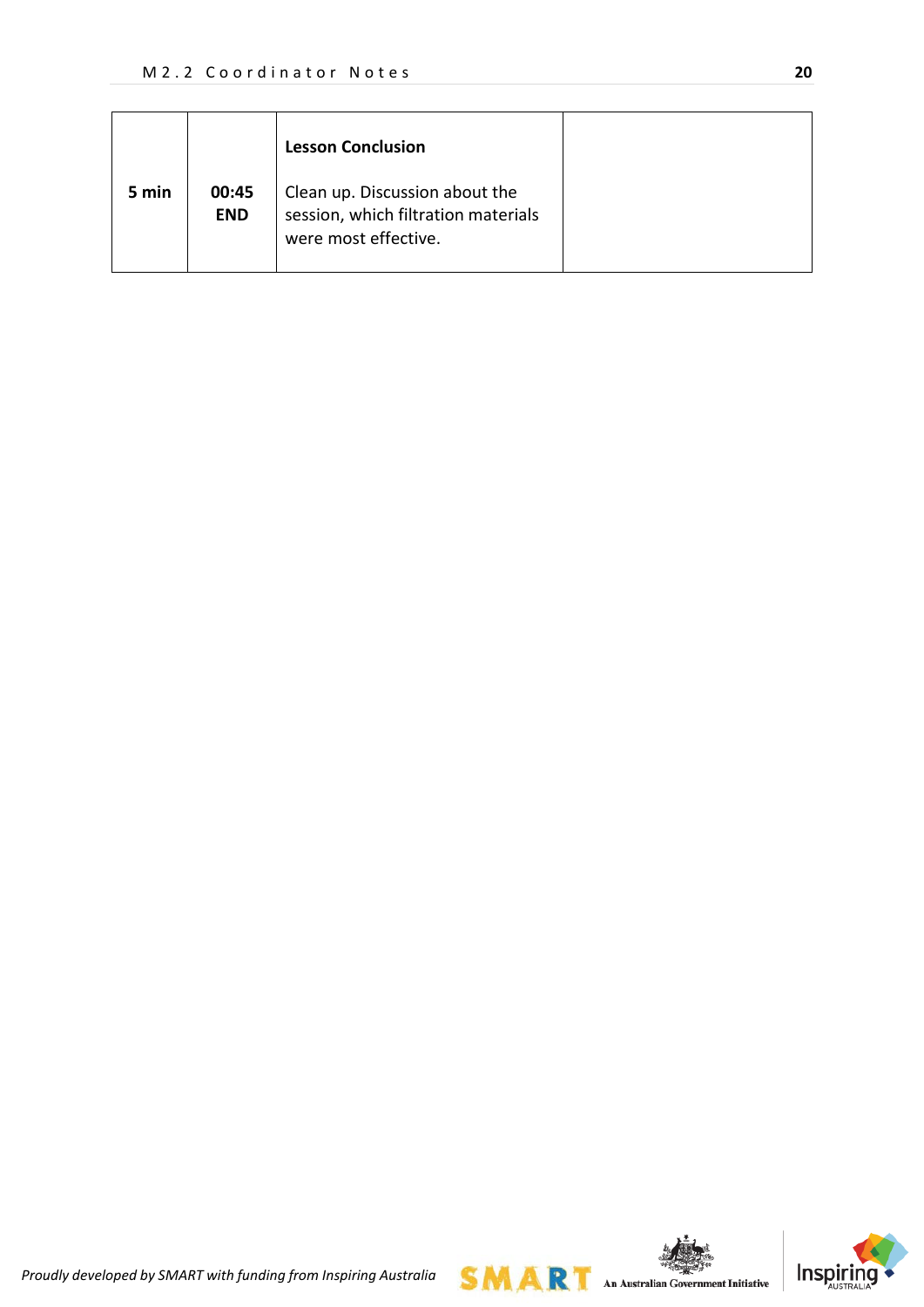| 5 min | 00:45 END | **Lesson Conclusion**<br><br>Clean up. Discussion about the session, which filtration materials were most effective. | |
|---|---|---|---|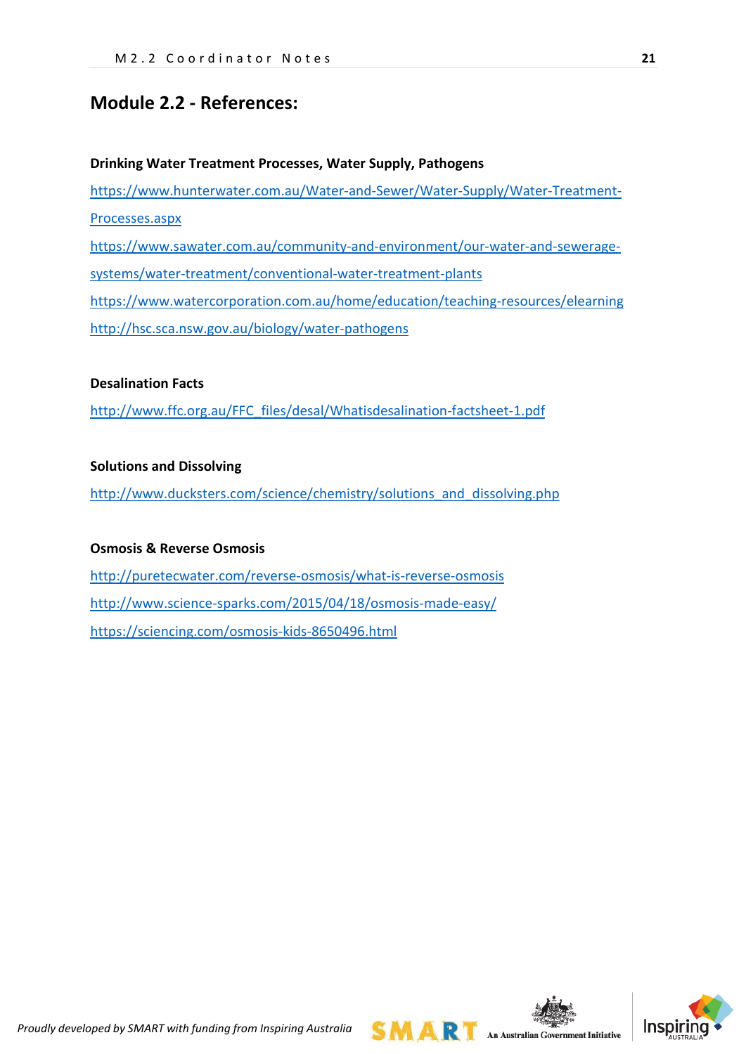# Module 2.2 - References:

**Drinking Water Treatment Processes, Water Supply, Pathogens**

https://www.hunterwater.com.au/Water-and-Sewer/Water-Supply/Water-Treatment-Processes.aspx

https://www.sawater.com.au/community-and-environment/our-water-and-sewerage-systems/water-treatment/conventional-water-treatment-plants

https://www.watercorporation.com.au/home/education/teaching-resources/elearning

http://hsc.sca.nsw.gov.au/biology/water-pathogens

**Desalination Facts**

http://www.ffc.org.au/FFC_files/desal/Whatisdesalination-factsheet-1.pdf

**Solutions and Dissolving**

http://www.ducksters.com/science/chemistry/solutions_and_dissolving.php

**Osmosis & Reverse Osmosis**

http://puretecwater.com/reverse-osmosis/what-is-reverse-osmosis

http://www.science-sparks.com/2015/04/18/osmosis-made-easy/

https://sciencing.com/osmosis-kids-8650496.html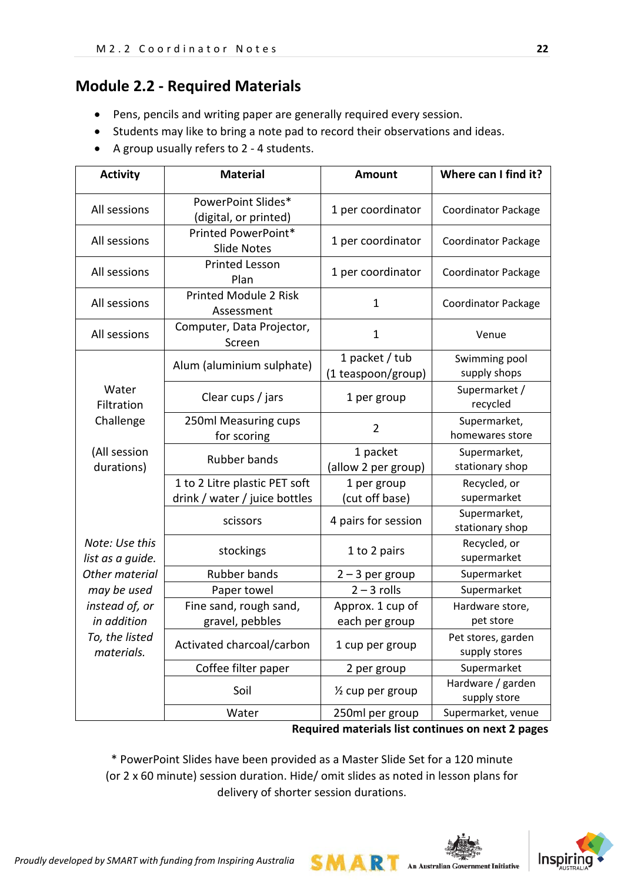## Module 2.2 - Required Materials

- Pens, pencils and writing paper are generally required every session.
- Students may like to bring a note pad to record their observations and ideas.
- A group usually refers to 2 - 4 students.

| Activity | Material | Amount | Where can I find it? |
|---|---|---|---|
| All sessions | PowerPoint Slides* (digital, or printed) | 1 per coordinator | Coordinator Package |
| All sessions | Printed PowerPoint* Slide Notes | 1 per coordinator | Coordinator Package |
| All sessions | Printed Lesson Plan | 1 per coordinator | Coordinator Package |
| All sessions | Printed Module 2 Risk Assessment | 1 | Coordinator Package |
| All sessions | Computer, Data Projector, Screen | 1 | Venue |
| Water Filtration Challenge (All session durations) *Note: Use this list as a guide. Other material may be used instead of, or in addition To, the listed materials.* | Alum (aluminium sulphate) | 1 packet / tub (1 teaspoon/group) | Swimming pool supply shops |
| | Clear cups / jars | 1 per group | Supermarket / recycled |
| | 250ml Measuring cups for scoring | 2 | Supermarket, homewares store |
| | Rubber bands | 1 packet (allow 2 per group) | Supermarket, stationary shop |
| | 1 to 2 Litre plastic PET soft drink / water / juice bottles | 1 per group (cut off base) | Recycled, or supermarket |
| | scissors | 4 pairs for session | Supermarket, stationary shop |
| | stockings | 1 to 2 pairs | Recycled, or supermarket |
| | Rubber bands | 2 – 3 per group | Supermarket |
| | Paper towel | 2 – 3 rolls | Supermarket |
| | Fine sand, rough sand, gravel, pebbles | Approx. 1 cup of each per group | Hardware store, pet store |
| | Activated charcoal/carbon | 1 cup per group | Pet stores, garden supply stores |
| | Coffee filter paper | 2 per group | Supermarket |
| | Soil | ½ cup per group | Hardware / garden supply store |
| | Water | 250ml per group | Supermarket, venue |

**Required materials list continues on next 2 pages**

\* PowerPoint Slides have been provided as a Master Slide Set for a 120 minute (or 2 x 60 minute) session duration. Hide/ omit slides as noted in lesson plans for delivery of shorter session durations.

*Proudly developed by SMART with funding from Inspiring Australia*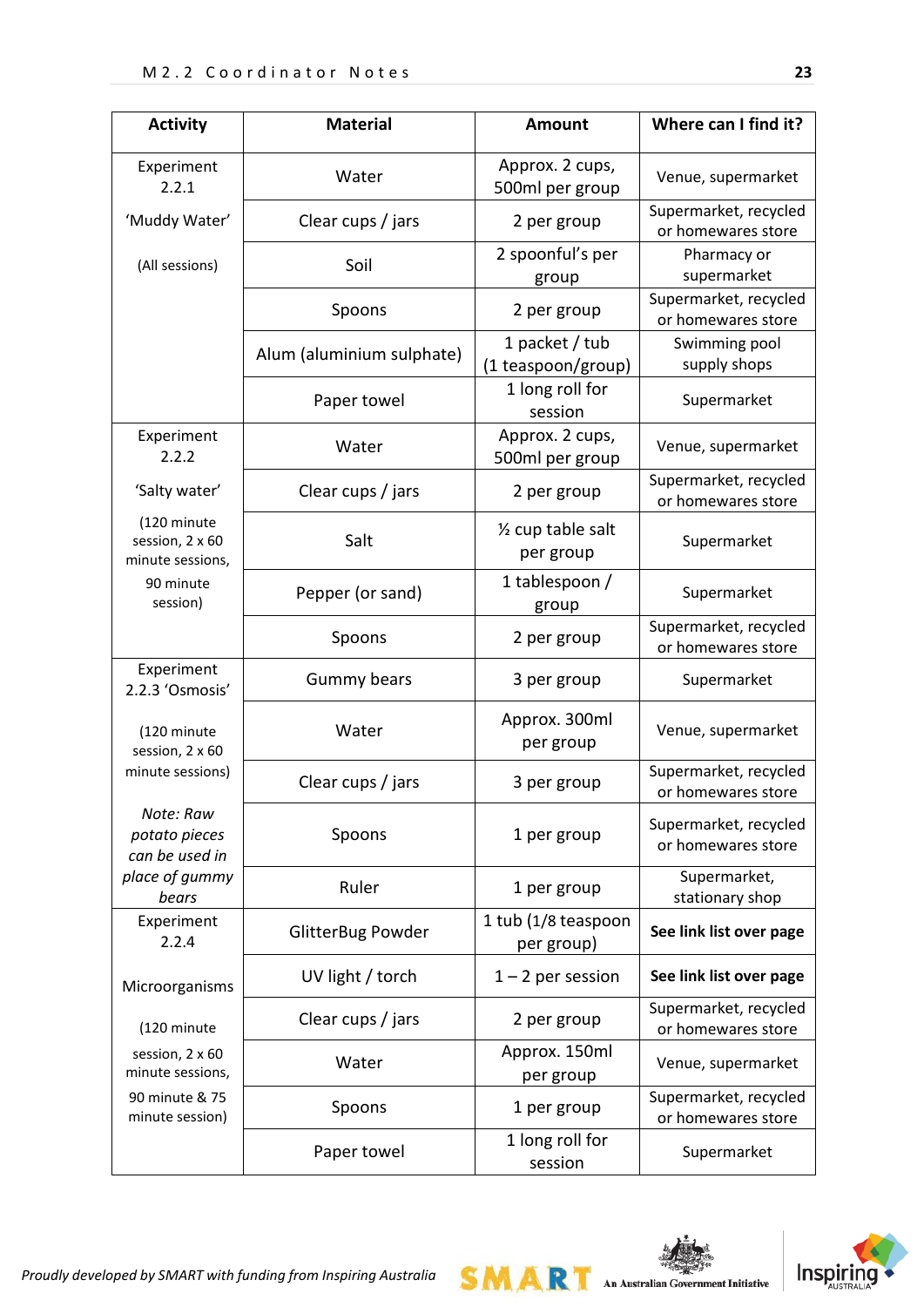| Activity | Material | Amount | Where can I find it? |
|---|---|---|---|
| Experiment 2.2.1 'Muddy Water' (All sessions) | Water | Approx. 2 cups, 500ml per group | Venue, supermarket |
| | Clear cups / jars | 2 per group | Supermarket, recycled or homewares store |
| | Soil | 2 spoonful's per group | Pharmacy or supermarket |
| | Spoons | 2 per group | Supermarket, recycled or homewares store |
| | Alum (aluminium sulphate) | 1 packet / tub (1 teaspoon/group) | Swimming pool supply shops |
| | Paper towel | 1 long roll for session | Supermarket |
| Experiment 2.2.2 'Salty water' (120 minute session, 2 x 60 minute sessions, 90 minute session) | Water | Approx. 2 cups, 500ml per group | Venue, supermarket |
| | Clear cups / jars | 2 per group | Supermarket, recycled or homewares store |
| | Salt | ½ cup table salt per group | Supermarket |
| | Pepper (or sand) | 1 tablespoon / group | Supermarket |
| | Spoons | 2 per group | Supermarket, recycled or homewares store |
| Experiment 2.2.3 'Osmosis' (120 minute session, 2 x 60 minute sessions) *Note: Raw potato pieces can be used in place of gummy bears* | Gummy bears | 3 per group | Supermarket |
| | Water | Approx. 300ml per group | Venue, supermarket |
| | Clear cups / jars | 3 per group | Supermarket, recycled or homewares store |
| | Spoons | 1 per group | Supermarket, recycled or homewares store |
| | Ruler | 1 per group | Supermarket, stationary shop |
| Experiment 2.2.4 Microorganisms (120 minute session, 2 x 60 minute sessions, 90 minute & 75 minute session) | GlitterBug Powder | 1 tub (1/8 teaspoon per group) | **See link list over page** |
| | UV light / torch | 1 – 2 per session | **See link list over page** |
| | Clear cups / jars | 2 per group | Supermarket, recycled or homewares store |
| | Water | Approx. 150ml per group | Venue, supermarket |
| | Spoons | 1 per group | Supermarket, recycled or homewares store |
| | Paper towel | 1 long roll for session | Supermarket |

*Proudly developed by SMART with funding from Inspiring Australia*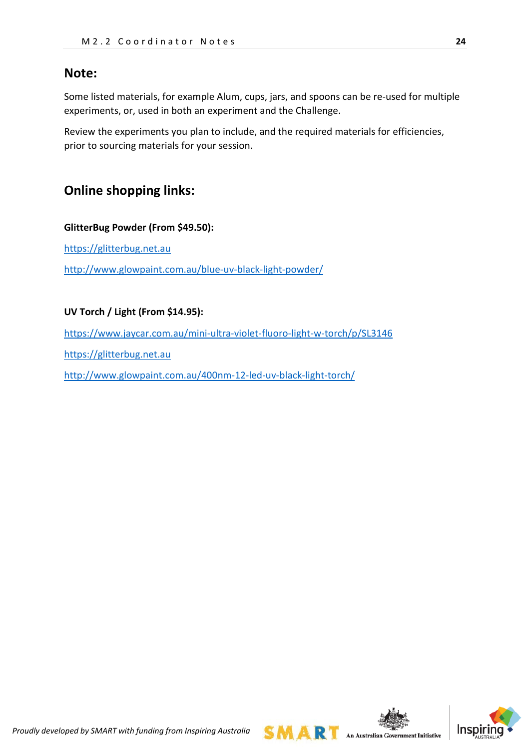## Note:

Some listed materials, for example Alum, cups, jars, and spoons can be re-used for multiple experiments, or, used in both an experiment and the Challenge.

Review the experiments you plan to include, and the required materials for efficiencies, prior to sourcing materials for your session.

## Online shopping links:

**GlitterBug Powder (From $49.50):**

https://glitterbug.net.au

http://www.glowpaint.com.au/blue-uv-black-light-powder/

**UV Torch / Light (From $14.95):**

https://www.jaycar.com.au/mini-ultra-violet-fluoro-light-w-torch/p/SL3146

https://glitterbug.net.au

http://www.glowpaint.com.au/400nm-12-led-uv-black-light-torch/